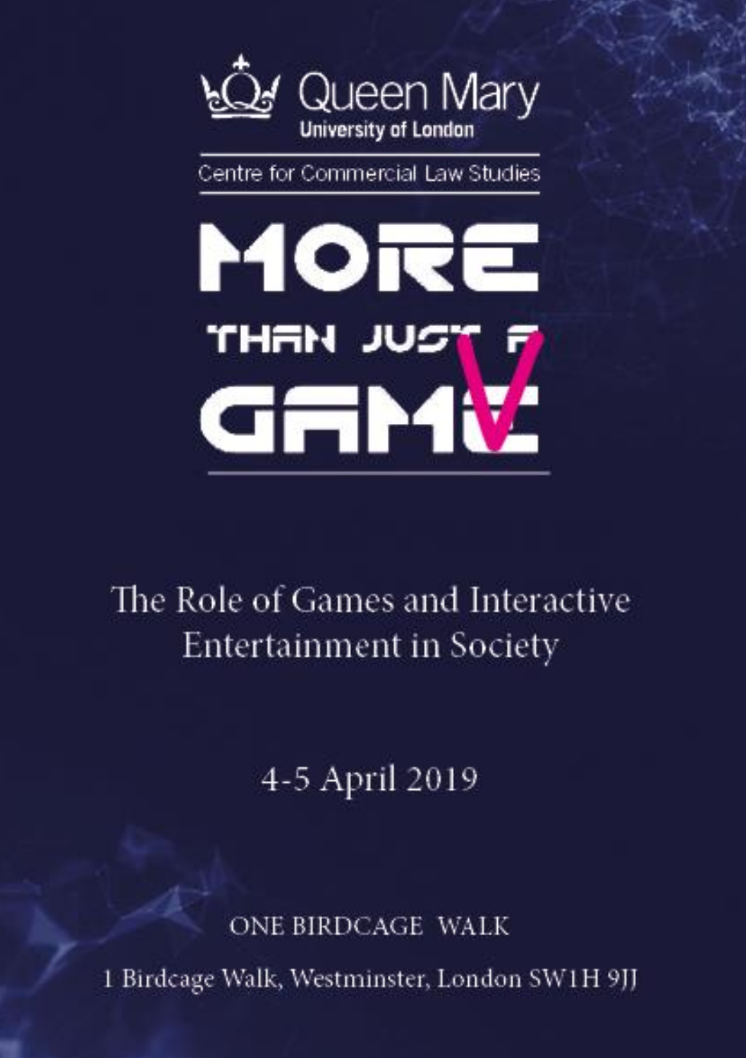Queen Mary
University of London

Centre for Commercial Law Studies

# MORE THAN JUST A GAME

## The Role of Games and Interactive Entertainment in Society

4-5 April 2019

ONE BIRDCAGE WALK

1 Birdcage Walk, Westminster, London SW1H 9JJ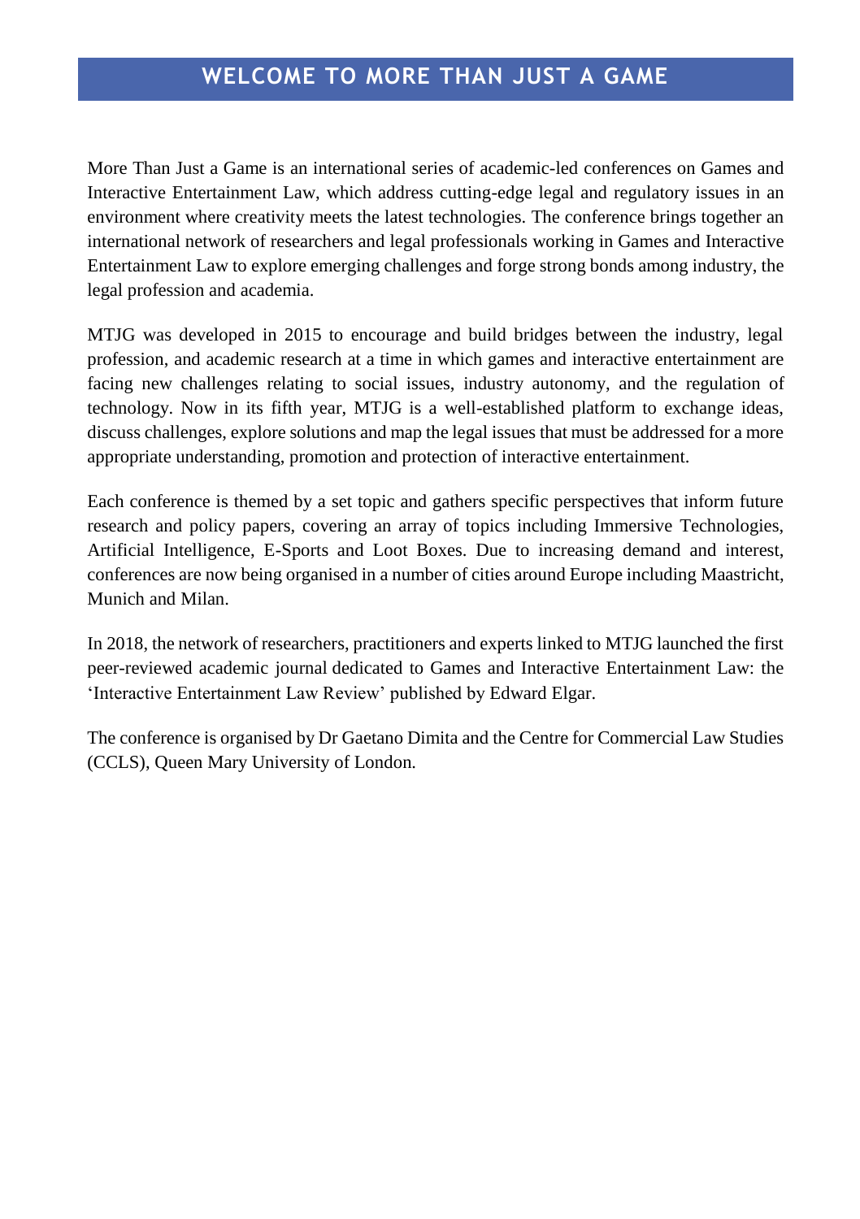# WELCOME TO MORE THAN JUST A GAME

More Than Just a Game is an international series of academic-led conferences on Games and Interactive Entertainment Law, which address cutting-edge legal and regulatory issues in an environment where creativity meets the latest technologies. The conference brings together an international network of researchers and legal professionals working in Games and Interactive Entertainment Law to explore emerging challenges and forge strong bonds among industry, the legal profession and academia.

MTJG was developed in 2015 to encourage and build bridges between the industry, legal profession, and academic research at a time in which games and interactive entertainment are facing new challenges relating to social issues, industry autonomy, and the regulation of technology. Now in its fifth year, MTJG is a well-established platform to exchange ideas, discuss challenges, explore solutions and map the legal issues that must be addressed for a more appropriate understanding, promotion and protection of interactive entertainment.

Each conference is themed by a set topic and gathers specific perspectives that inform future research and policy papers, covering an array of topics including Immersive Technologies, Artificial Intelligence, E-Sports and Loot Boxes. Due to increasing demand and interest, conferences are now being organised in a number of cities around Europe including Maastricht, Munich and Milan.

In 2018, the network of researchers, practitioners and experts linked to MTJG launched the first peer-reviewed academic journal dedicated to Games and Interactive Entertainment Law: the 'Interactive Entertainment Law Review' published by Edward Elgar.

The conference is organised by Dr Gaetano Dimita and the Centre for Commercial Law Studies (CCLS), Queen Mary University of London.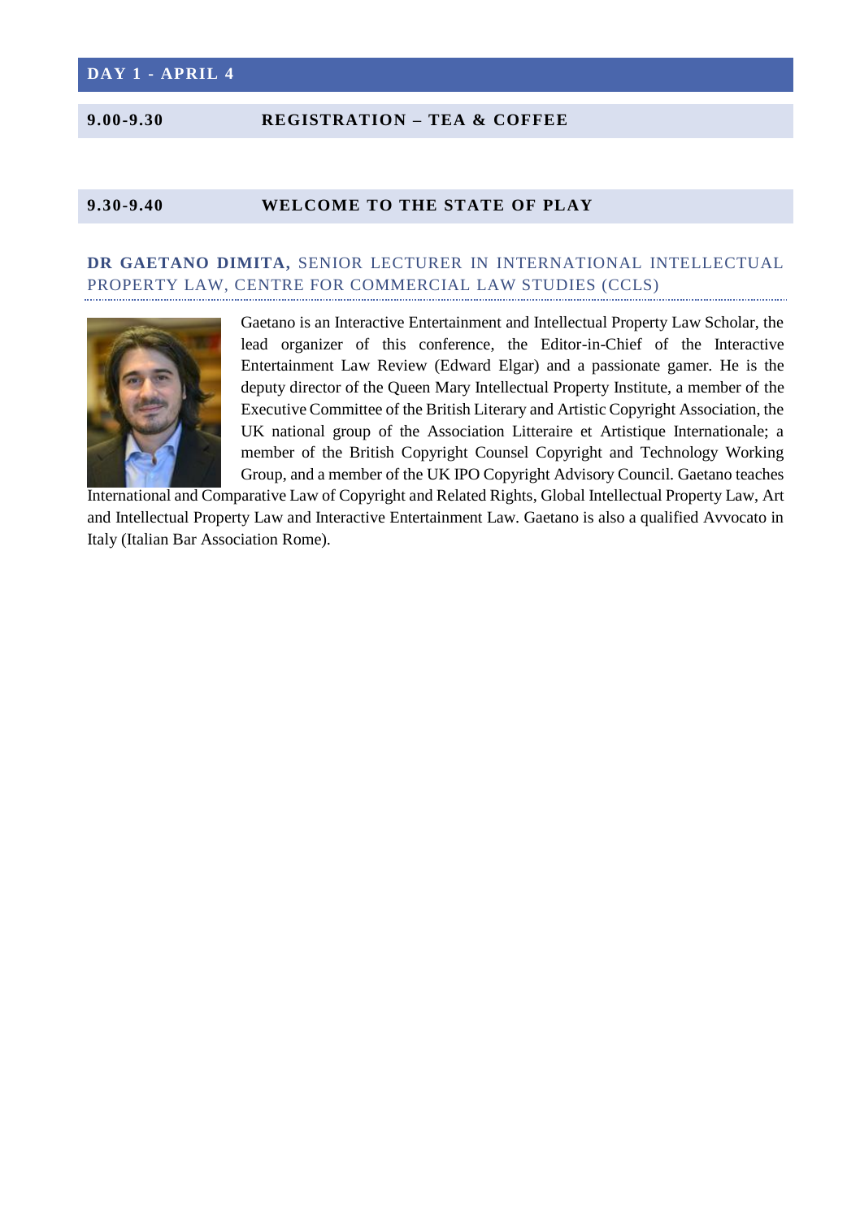## DAY 1 - APRIL 4

| | |
|---|---|
| **9.00-9.30** | **REGISTRATION – TEA & COFFEE** |

| | |
|---|---|
| **9.30-9.40** | **WELCOME TO THE STATE OF PLAY** |

**DR GAETANO DIMITA,** SENIOR LECTURER IN INTERNATIONAL INTELLECTUAL PROPERTY LAW, CENTRE FOR COMMERCIAL LAW STUDIES (CCLS)

Gaetano is an Interactive Entertainment and Intellectual Property Law Scholar, the lead organizer of this conference, the Editor-in-Chief of the Interactive Entertainment Law Review (Edward Elgar) and a passionate gamer. He is the deputy director of the Queen Mary Intellectual Property Institute, a member of the Executive Committee of the British Literary and Artistic Copyright Association, the UK national group of the Association Litteraire et Artistique Internationale; a member of the British Copyright Counsel Copyright and Technology Working Group, and a member of the UK IPO Copyright Advisory Council. Gaetano teaches International and Comparative Law of Copyright and Related Rights, Global Intellectual Property Law, Art and Intellectual Property Law and Interactive Entertainment Law. Gaetano is also a qualified Avvocato in Italy (Italian Bar Association Rome).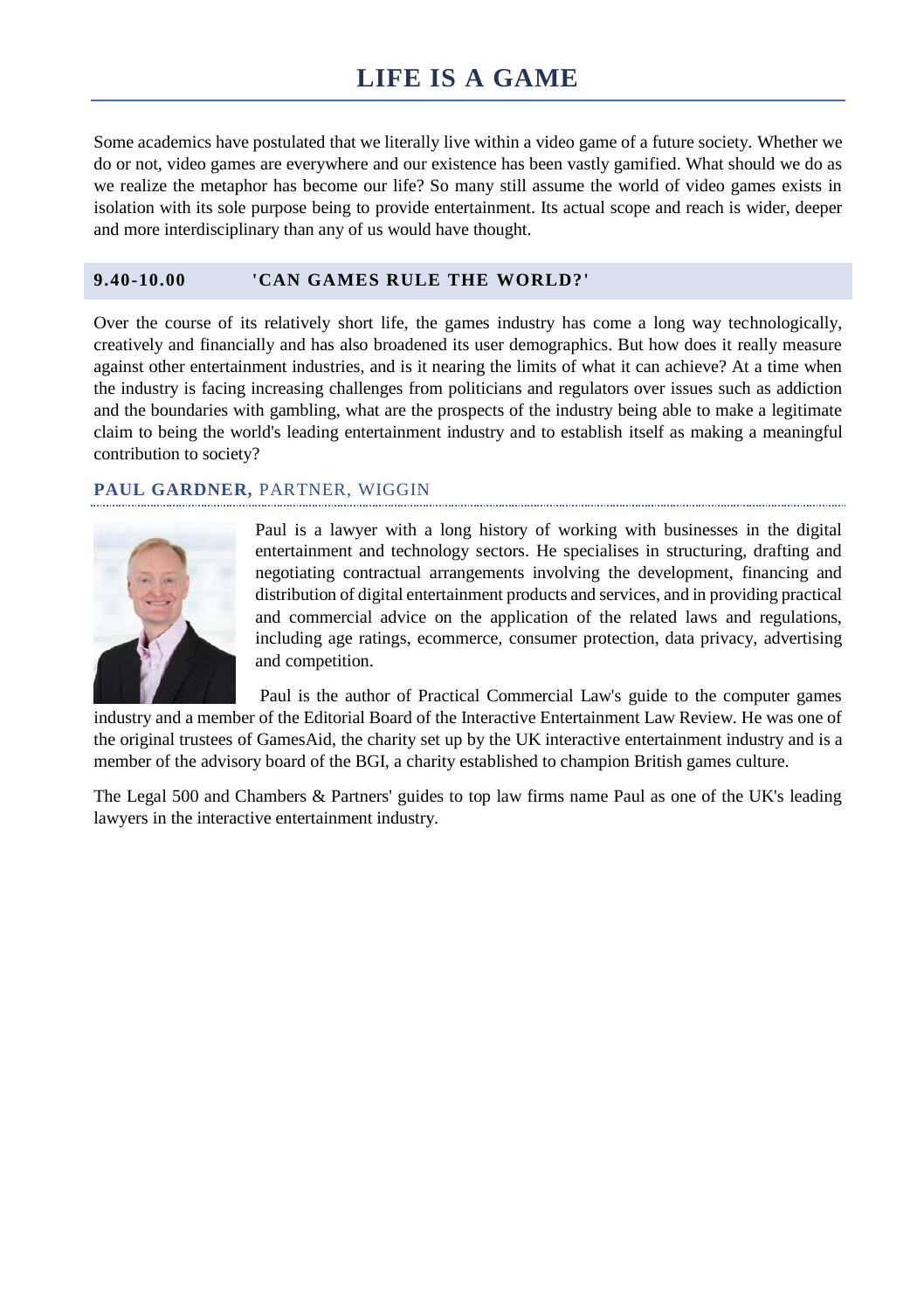# LIFE IS A GAME

Some academics have postulated that we literally live within a video game of a future society. Whether we do or not, video games are everywhere and our existence has been vastly gamified. What should we do as we realize the metaphor has become our life? So many still assume the world of video games exists in isolation with its sole purpose being to provide entertainment. Its actual scope and reach is wider, deeper and more interdisciplinary than any of us would have thought.

## 9.40-10.00 'CAN GAMES RULE THE WORLD?'

Over the course of its relatively short life, the games industry has come a long way technologically, creatively and financially and has also broadened its user demographics. But how does it really measure against other entertainment industries, and is it nearing the limits of what it can achieve? At a time when the industry is facing increasing challenges from politicians and regulators over issues such as addiction and the boundaries with gambling, what are the prospects of the industry being able to make a legitimate claim to being the world's leading entertainment industry and to establish itself as making a meaningful contribution to society?

### PAUL GARDNER, PARTNER, WIGGIN

Paul is a lawyer with a long history of working with businesses in the digital entertainment and technology sectors. He specialises in structuring, drafting and negotiating contractual arrangements involving the development, financing and distribution of digital entertainment products and services, and in providing practical and commercial advice on the application of the related laws and regulations, including age ratings, ecommerce, consumer protection, data privacy, advertising and competition.

Paul is the author of Practical Commercial Law's guide to the computer games industry and a member of the Editorial Board of the Interactive Entertainment Law Review. He was one of the original trustees of GamesAid, the charity set up by the UK interactive entertainment industry and is a member of the advisory board of the BGI, a charity established to champion British games culture.

The Legal 500 and Chambers & Partners' guides to top law firms name Paul as one of the UK's leading lawyers in the interactive entertainment industry.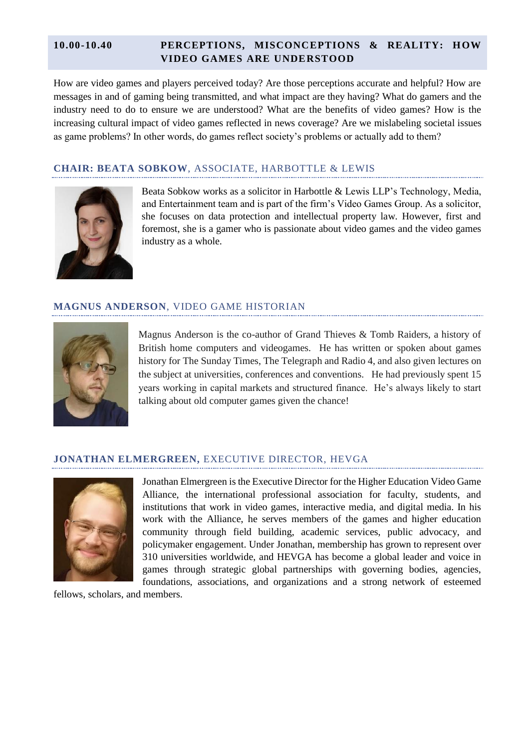## 10.00-10.40 PERCEPTIONS, MISCONCEPTIONS & REALITY: HOW VIDEO GAMES ARE UNDERSTOOD

How are video games and players perceived today? Are those perceptions accurate and helpful? How are messages in and of gaming being transmitted, and what impact are they having? What do gamers and the industry need to do to ensure we are understood? What are the benefits of video games? How is the increasing cultural impact of video games reflected in news coverage? Are we mislabeling societal issues as game problems? In other words, do games reflect society's problems or actually add to them?

### CHAIR: BEATA SOBKOW, ASSOCIATE, HARBOTTLE & LEWIS

Beata Sobkow works as a solicitor in Harbottle & Lewis LLP's Technology, Media, and Entertainment team and is part of the firm's Video Games Group. As a solicitor, she focuses on data protection and intellectual property law. However, first and foremost, she is a gamer who is passionate about video games and the video games industry as a whole.

### MAGNUS ANDERSON, VIDEO GAME HISTORIAN

Magnus Anderson is the co-author of Grand Thieves & Tomb Raiders, a history of British home computers and videogames. He has written or spoken about games history for The Sunday Times, The Telegraph and Radio 4, and also given lectures on the subject at universities, conferences and conventions. He had previously spent 15 years working in capital markets and structured finance. He's always likely to start talking about old computer games given the chance!

### JONATHAN ELMERGREEN, EXECUTIVE DIRECTOR, HEVGA

Jonathan Elmergreen is the Executive Director for the Higher Education Video Game Alliance, the international professional association for faculty, students, and institutions that work in video games, interactive media, and digital media. In his work with the Alliance, he serves members of the games and higher education community through field building, academic services, public advocacy, and policymaker engagement. Under Jonathan, membership has grown to represent over 310 universities worldwide, and HEVGA has become a global leader and voice in games through strategic global partnerships with governing bodies, agencies, foundations, associations, and organizations and a strong network of esteemed fellows, scholars, and members.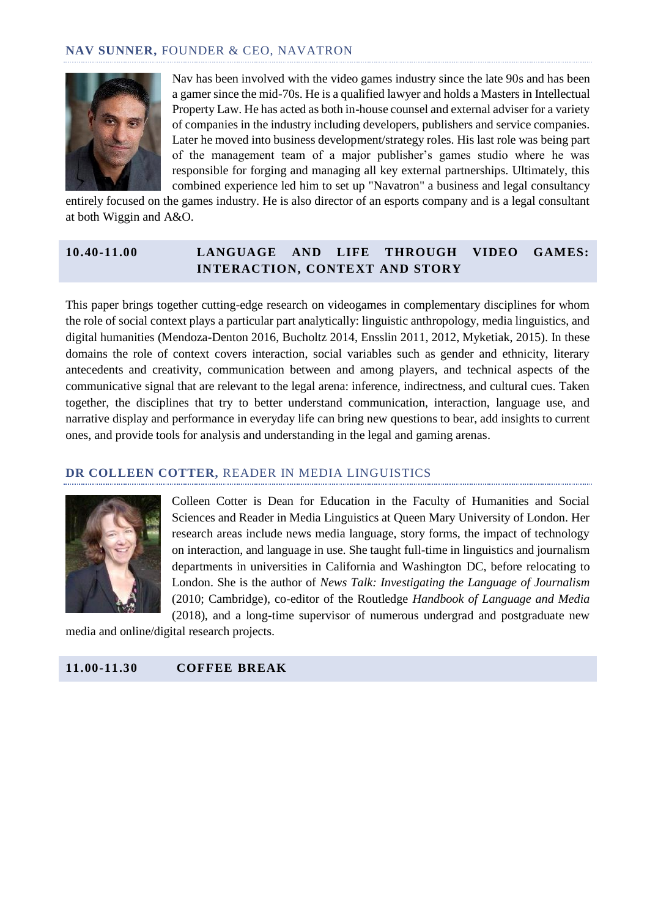### **NAV SUNNER,** FOUNDER & CEO, NAVATRON

Nav has been involved with the video games industry since the late 90s and has been a gamer since the mid-70s. He is a qualified lawyer and holds a Masters in Intellectual Property Law. He has acted as both in-house counsel and external adviser for a variety of companies in the industry including developers, publishers and service companies. Later he moved into business development/strategy roles. His last role was being part of the management team of a major publisher's games studio where he was responsible for forging and managing all key external partnerships. Ultimately, this combined experience led him to set up "Navatron" a business and legal consultancy entirely focused on the games industry. He is also director of an esports company and is a legal consultant at both Wiggin and A&O.

## 10.40-11.00 LANGUAGE AND LIFE THROUGH VIDEO GAMES: INTERACTION, CONTEXT AND STORY

This paper brings together cutting-edge research on videogames in complementary disciplines for whom the role of social context plays a particular part analytically: linguistic anthropology, media linguistics, and digital humanities (Mendoza-Denton 2016, Bucholtz 2014, Ensslin 2011, 2012, Myketiak, 2015). In these domains the role of context covers interaction, social variables such as gender and ethnicity, literary antecedents and creativity, communication between and among players, and technical aspects of the communicative signal that are relevant to the legal arena: inference, indirectness, and cultural cues. Taken together, the disciplines that try to better understand communication, interaction, language use, and narrative display and performance in everyday life can bring new questions to bear, add insights to current ones, and provide tools for analysis and understanding in the legal and gaming arenas.

### **DR COLLEEN COTTER,** READER IN MEDIA LINGUISTICS

Colleen Cotter is Dean for Education in the Faculty of Humanities and Social Sciences and Reader in Media Linguistics at Queen Mary University of London. Her research areas include news media language, story forms, the impact of technology on interaction, and language in use. She taught full-time in linguistics and journalism departments in universities in California and Washington DC, before relocating to London. She is the author of *News Talk: Investigating the Language of Journalism* (2010; Cambridge), co-editor of the Routledge *Handbook of Language and Media* (2018), and a long-time supervisor of numerous undergrad and postgraduate new media and online/digital research projects.

## 11.00-11.30 COFFEE BREAK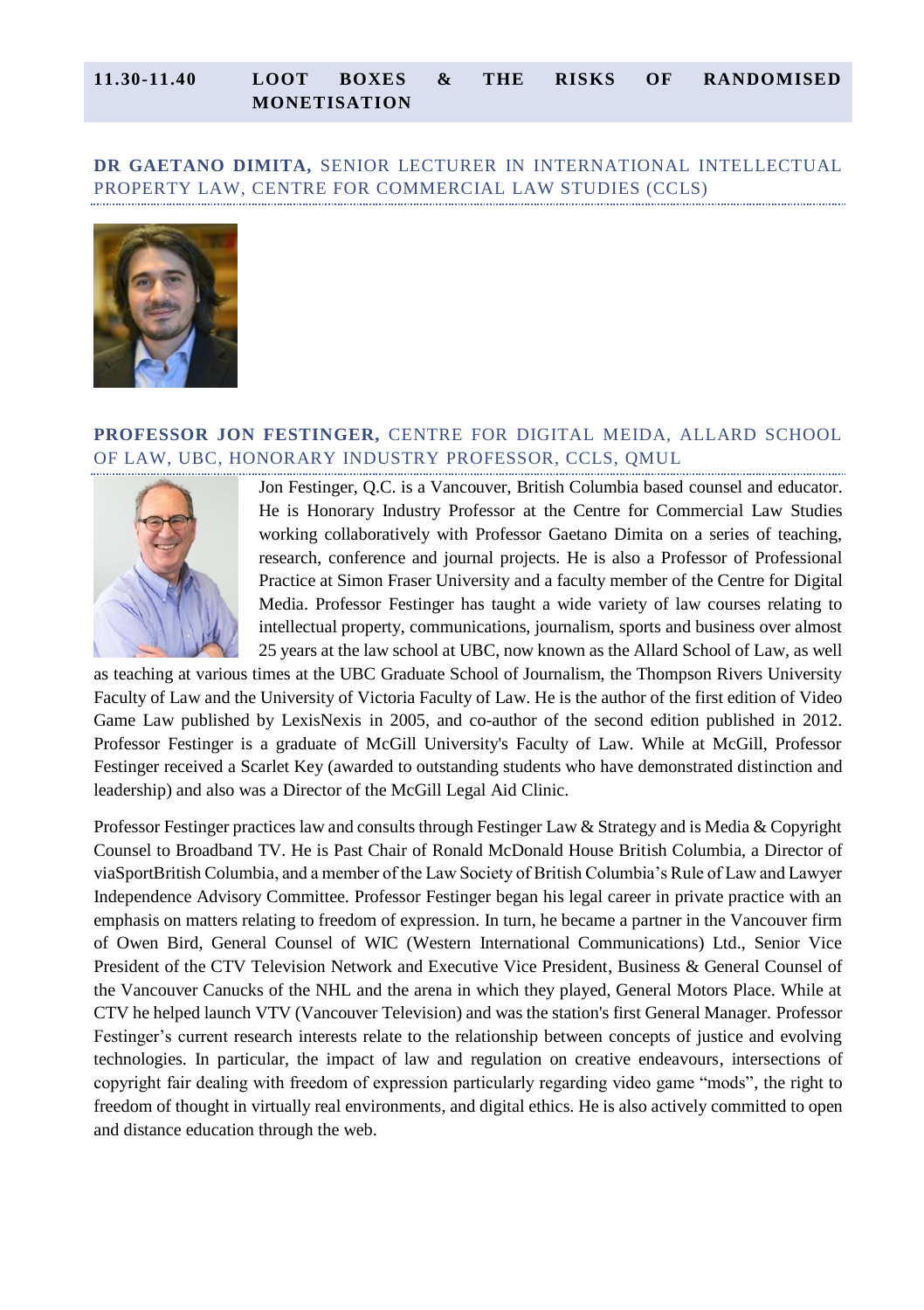## 11.30-11.40 LOOT BOXES & THE RISKS OF RANDOMISED MONETISATION

### DR GAETANO DIMITA, SENIOR LECTURER IN INTERNATIONAL INTELLECTUAL PROPERTY LAW, CENTRE FOR COMMERCIAL LAW STUDIES (CCLS)

### PROFESSOR JON FESTINGER, CENTRE FOR DIGITAL MEIDA, ALLARD SCHOOL OF LAW, UBC, HONORARY INDUSTRY PROFESSOR, CCLS, QMUL

Jon Festinger, Q.C. is a Vancouver, British Columbia based counsel and educator. He is Honorary Industry Professor at the Centre for Commercial Law Studies working collaboratively with Professor Gaetano Dimita on a series of teaching, research, conference and journal projects. He is also a Professor of Professional Practice at Simon Fraser University and a faculty member of the Centre for Digital Media. Professor Festinger has taught a wide variety of law courses relating to intellectual property, communications, journalism, sports and business over almost 25 years at the law school at UBC, now known as the Allard School of Law, as well as teaching at various times at the UBC Graduate School of Journalism, the Thompson Rivers University Faculty of Law and the University of Victoria Faculty of Law. He is the author of the first edition of Video Game Law published by LexisNexis in 2005, and co-author of the second edition published in 2012. Professor Festinger is a graduate of McGill University's Faculty of Law. While at McGill, Professor Festinger received a Scarlet Key (awarded to outstanding students who have demonstrated distinction and leadership) and also was a Director of the McGill Legal Aid Clinic.

Professor Festinger practices law and consults through Festinger Law & Strategy and is Media & Copyright Counsel to Broadband TV. He is Past Chair of Ronald McDonald House British Columbia, a Director of viaSportBritish Columbia, and a member of the Law Society of British Columbia's Rule of Law and Lawyer Independence Advisory Committee. Professor Festinger began his legal career in private practice with an emphasis on matters relating to freedom of expression. In turn, he became a partner in the Vancouver firm of Owen Bird, General Counsel of WIC (Western International Communications) Ltd., Senior Vice President of the CTV Television Network and Executive Vice President, Business & General Counsel of the Vancouver Canucks of the NHL and the arena in which they played, General Motors Place. While at CTV he helped launch VTV (Vancouver Television) and was the station's first General Manager. Professor Festinger's current research interests relate to the relationship between concepts of justice and evolving technologies. In particular, the impact of law and regulation on creative endeavours, intersections of copyright fair dealing with freedom of expression particularly regarding video game "mods", the right to freedom of thought in virtually real environments, and digital ethics. He is also actively committed to open and distance education through the web.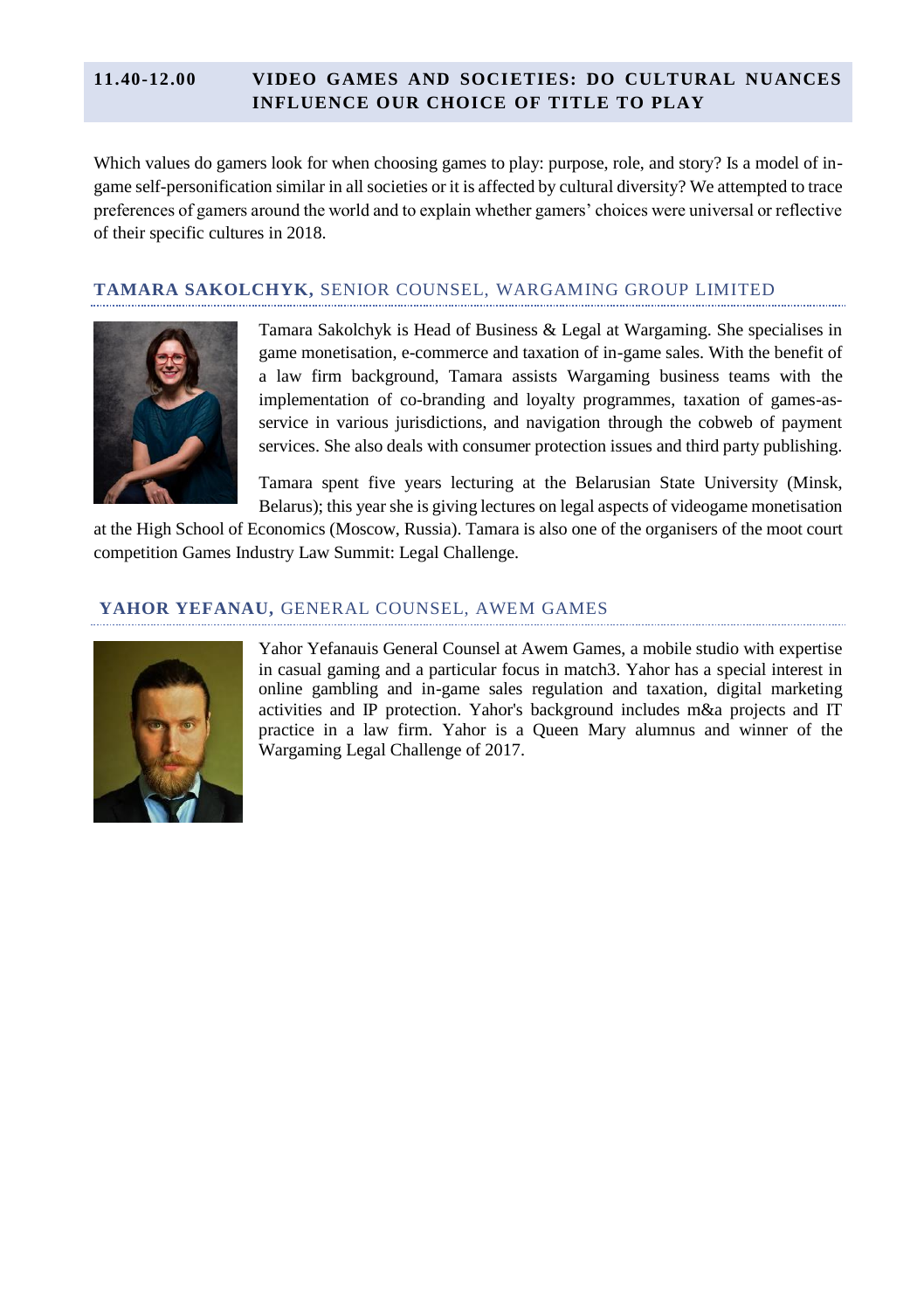## 11.40-12.00 VIDEO GAMES AND SOCIETIES: DO CULTURAL NUANCES INFLUENCE OUR CHOICE OF TITLE TO PLAY

Which values do gamers look for when choosing games to play: purpose, role, and story? Is a model of in-game self-personification similar in all societies or it is affected by cultural diversity? We attempted to trace preferences of gamers around the world and to explain whether gamers' choices were universal or reflective of their specific cultures in 2018.

### **TAMARA SAKOLCHYK,** SENIOR COUNSEL, WARGAMING GROUP LIMITED

Tamara Sakolchyk is Head of Business & Legal at Wargaming. She specialises in game monetisation, e-commerce and taxation of in-game sales. With the benefit of a law firm background, Tamara assists Wargaming business teams with the implementation of co-branding and loyalty programmes, taxation of games-as-service in various jurisdictions, and navigation through the cobweb of payment services. She also deals with consumer protection issues and third party publishing.

Tamara spent five years lecturing at the Belarusian State University (Minsk, Belarus); this year she is giving lectures on legal aspects of videogame monetisation at the High School of Economics (Moscow, Russia). Tamara is also one of the organisers of the moot court competition Games Industry Law Summit: Legal Challenge.

### **YAHOR YEFANAU,** GENERAL COUNSEL, AWEM GAMES

Yahor Yefanauis General Counsel at Awem Games, a mobile studio with expertise in casual gaming and a particular focus in match3. Yahor has a special interest in online gambling and in-game sales regulation and taxation, digital marketing activities and IP protection. Yahor's background includes m&a projects and IT practice in a law firm. Yahor is a Queen Mary alumnus and winner of the Wargaming Legal Challenge of 2017.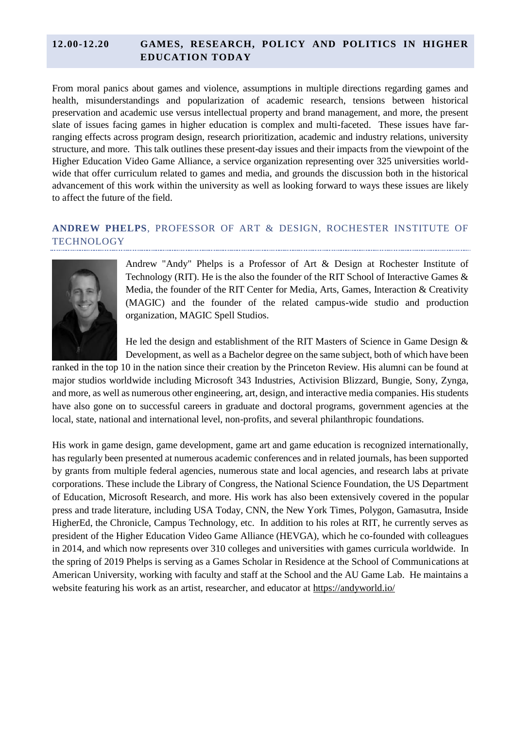## 12.00-12.20 GAMES, RESEARCH, POLICY AND POLITICS IN HIGHER EDUCATION TODAY

From moral panics about games and violence, assumptions in multiple directions regarding games and health, misunderstandings and popularization of academic research, tensions between historical preservation and academic use versus intellectual property and brand management, and more, the present slate of issues facing games in higher education is complex and multi-faceted. These issues have far-ranging effects across program design, research prioritization, academic and industry relations, university structure, and more. This talk outlines these present-day issues and their impacts from the viewpoint of the Higher Education Video Game Alliance, a service organization representing over 325 universities world-wide that offer curriculum related to games and media, and grounds the discussion both in the historical advancement of this work within the university as well as looking forward to ways these issues are likely to affect the future of the field.

### ANDREW PHELPS, PROFESSOR OF ART & DESIGN, ROCHESTER INSTITUTE OF TECHNOLOGY

Andrew "Andy" Phelps is a Professor of Art & Design at Rochester Institute of Technology (RIT). He is the also the founder of the RIT School of Interactive Games & Media, the founder of the RIT Center for Media, Arts, Games, Interaction & Creativity (MAGIC) and the founder of the related campus-wide studio and production organization, MAGIC Spell Studios.

He led the design and establishment of the RIT Masters of Science in Game Design & Development, as well as a Bachelor degree on the same subject, both of which have been ranked in the top 10 in the nation since their creation by the Princeton Review. His alumni can be found at major studios worldwide including Microsoft 343 Industries, Activision Blizzard, Bungie, Sony, Zynga, and more, as well as numerous other engineering, art, design, and interactive media companies. His students have also gone on to successful careers in graduate and doctoral programs, government agencies at the local, state, national and international level, non-profits, and several philanthropic foundations.

His work in game design, game development, game art and game education is recognized internationally, has regularly been presented at numerous academic conferences and in related journals, has been supported by grants from multiple federal agencies, numerous state and local agencies, and research labs at private corporations. These include the Library of Congress, the National Science Foundation, the US Department of Education, Microsoft Research, and more. His work has also been extensively covered in the popular press and trade literature, including USA Today, CNN, the New York Times, Polygon, Gamasutra, Inside HigherEd, the Chronicle, Campus Technology, etc. In addition to his roles at RIT, he currently serves as president of the Higher Education Video Game Alliance (HEVGA), which he co-founded with colleagues in 2014, and which now represents over 310 colleges and universities with games curricula worldwide. In the spring of 2019 Phelps is serving as a Games Scholar in Residence at the School of Communications at American University, working with faculty and staff at the School and the AU Game Lab. He maintains a website featuring his work as an artist, researcher, and educator at https://andyworld.io/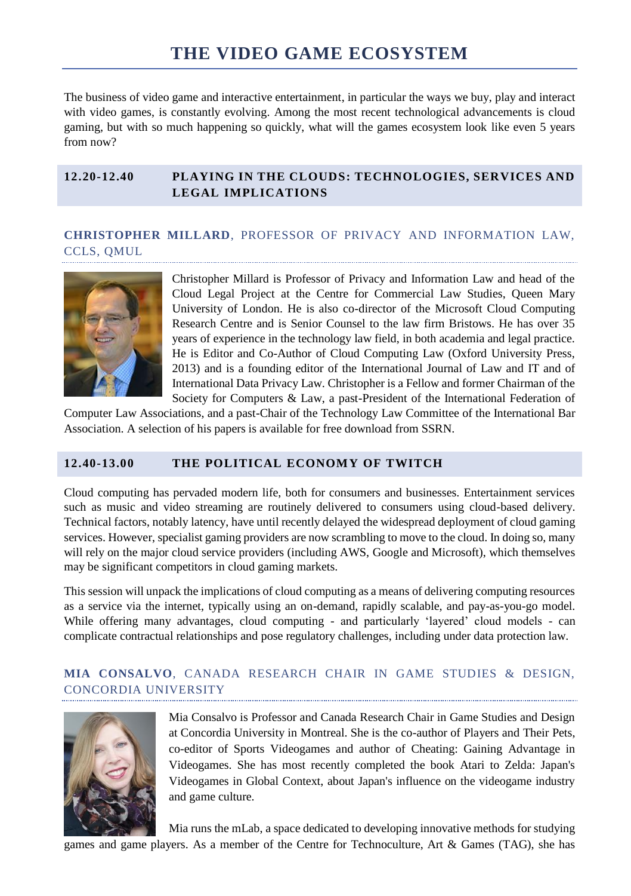# THE VIDEO GAME ECOSYSTEM

The business of video game and interactive entertainment, in particular the ways we buy, play and interact with video games, is constantly evolving. Among the most recent technological advancements is cloud gaming, but with so much happening so quickly, what will the games ecosystem look like even 5 years from now?

## 12.20-12.40 PLAYING IN THE CLOUDS: TECHNOLOGIES, SERVICES AND LEGAL IMPLICATIONS

### **CHRISTOPHER MILLARD**, PROFESSOR OF PRIVACY AND INFORMATION LAW, CCLS, QMUL

Christopher Millard is Professor of Privacy and Information Law and head of the Cloud Legal Project at the Centre for Commercial Law Studies, Queen Mary University of London. He is also co-director of the Microsoft Cloud Computing Research Centre and is Senior Counsel to the law firm Bristows. He has over 35 years of experience in the technology law field, in both academia and legal practice. He is Editor and Co-Author of Cloud Computing Law (Oxford University Press, 2013) and is a founding editor of the International Journal of Law and IT and of International Data Privacy Law. Christopher is a Fellow and former Chairman of the Society for Computers & Law, a past-President of the International Federation of Computer Law Associations, and a past-Chair of the Technology Law Committee of the International Bar Association. A selection of his papers is available for free download from SSRN.

## 12.40-13.00 THE POLITICAL ECONOMY OF TWITCH

Cloud computing has pervaded modern life, both for consumers and businesses. Entertainment services such as music and video streaming are routinely delivered to consumers using cloud-based delivery. Technical factors, notably latency, have until recently delayed the widespread deployment of cloud gaming services. However, specialist gaming providers are now scrambling to move to the cloud. In doing so, many will rely on the major cloud service providers (including AWS, Google and Microsoft), which themselves may be significant competitors in cloud gaming markets.

This session will unpack the implications of cloud computing as a means of delivering computing resources as a service via the internet, typically using an on-demand, rapidly scalable, and pay-as-you-go model. While offering many advantages, cloud computing - and particularly 'layered' cloud models - can complicate contractual relationships and pose regulatory challenges, including under data protection law.

### **MIA CONSALVO**, CANADA RESEARCH CHAIR IN GAME STUDIES & DESIGN, CONCORDIA UNIVERSITY

Mia Consalvo is Professor and Canada Research Chair in Game Studies and Design at Concordia University in Montreal. She is the co-author of Players and Their Pets, co-editor of Sports Videogames and author of Cheating: Gaining Advantage in Videogames. She has most recently completed the book Atari to Zelda: Japan's Videogames in Global Context, about Japan's influence on the videogame industry and game culture.

Mia runs the mLab, a space dedicated to developing innovative methods for studying games and game players. As a member of the Centre for Technoculture, Art & Games (TAG), she has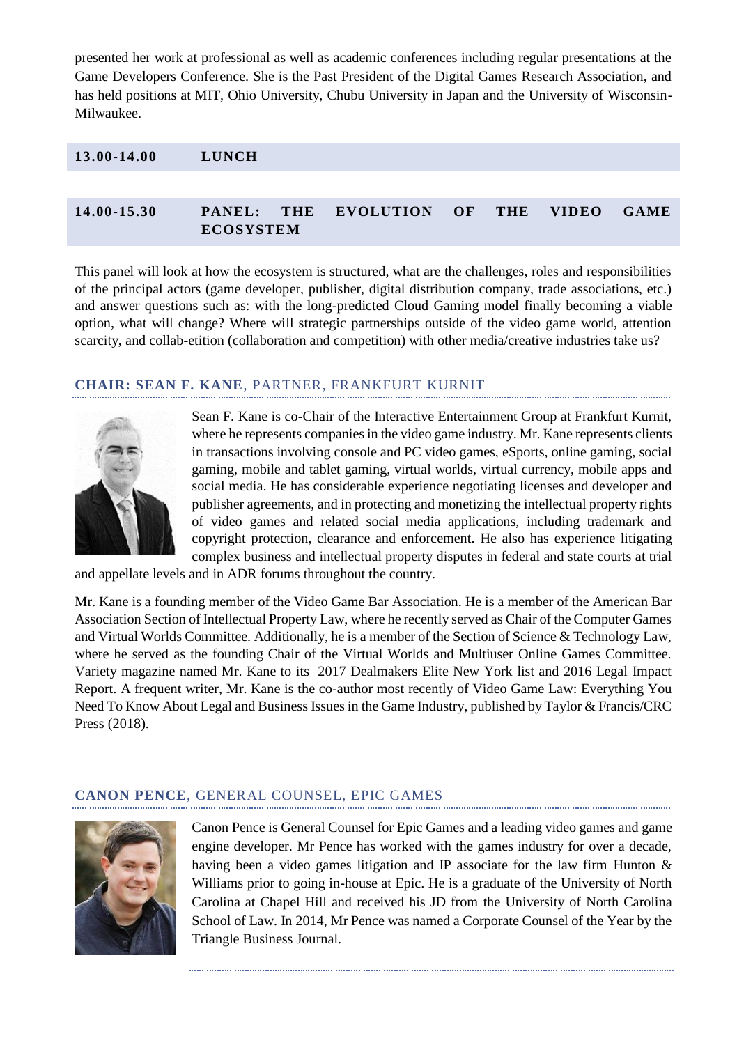presented her work at professional as well as academic conferences including regular presentations at the Game Developers Conference. She is the Past President of the Digital Games Research Association, and has held positions at MIT, Ohio University, Chubu University in Japan and the University of Wisconsin-Milwaukee.

## 13.00-14.00 LUNCH

## 14.00-15.30 PANEL: THE EVOLUTION OF THE VIDEO GAME ECOSYSTEM

This panel will look at how the ecosystem is structured, what are the challenges, roles and responsibilities of the principal actors (game developer, publisher, digital distribution company, trade associations, etc.) and answer questions such as: with the long-predicted Cloud Gaming model finally becoming a viable option, what will change? Where will strategic partnerships outside of the video game world, attention scarcity, and collab-etition (collaboration and competition) with other media/creative industries take us?

### CHAIR: SEAN F. KANE, PARTNER, FRANKFURT KURNIT

Sean F. Kane is co-Chair of the Interactive Entertainment Group at Frankfurt Kurnit, where he represents companies in the video game industry. Mr. Kane represents clients in transactions involving console and PC video games, eSports, online gaming, social gaming, mobile and tablet gaming, virtual worlds, virtual currency, mobile apps and social media. He has considerable experience negotiating licenses and developer and publisher agreements, and in protecting and monetizing the intellectual property rights of video games and related social media applications, including trademark and copyright protection, clearance and enforcement. He also has experience litigating complex business and intellectual property disputes in federal and state courts at trial and appellate levels and in ADR forums throughout the country.

Mr. Kane is a founding member of the Video Game Bar Association. He is a member of the American Bar Association Section of Intellectual Property Law, where he recently served as Chair of the Computer Games and Virtual Worlds Committee. Additionally, he is a member of the Section of Science & Technology Law, where he served as the founding Chair of the Virtual Worlds and Multiuser Online Games Committee. Variety magazine named Mr. Kane to its 2017 Dealmakers Elite New York list and 2016 Legal Impact Report. A frequent writer, Mr. Kane is the co-author most recently of Video Game Law: Everything You Need To Know About Legal and Business Issues in the Game Industry, published by Taylor & Francis/CRC Press (2018).

### CANON PENCE, GENERAL COUNSEL, EPIC GAMES

Canon Pence is General Counsel for Epic Games and a leading video games and game engine developer. Mr Pence has worked with the games industry for over a decade, having been a video games litigation and IP associate for the law firm Hunton & Williams prior to going in-house at Epic. He is a graduate of the University of North Carolina at Chapel Hill and received his JD from the University of North Carolina School of Law. In 2014, Mr Pence was named a Corporate Counsel of the Year by the Triangle Business Journal.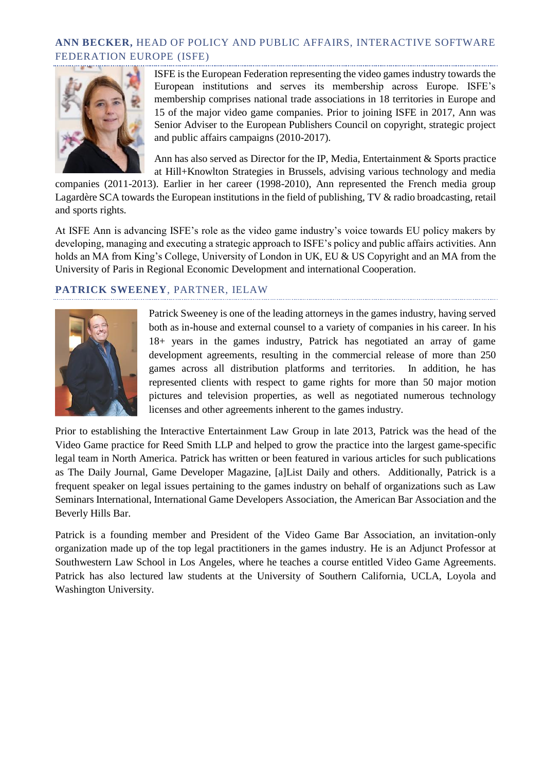## **ANN BECKER,** HEAD OF POLICY AND PUBLIC AFFAIRS, INTERACTIVE SOFTWARE FEDERATION EUROPE (ISFE)

ISFE is the European Federation representing the video games industry towards the European institutions and serves its membership across Europe. ISFE's membership comprises national trade associations in 18 territories in Europe and 15 of the major video game companies. Prior to joining ISFE in 2017, Ann was Senior Adviser to the European Publishers Council on copyright, strategic project and public affairs campaigns (2010-2017).

Ann has also served as Director for the IP, Media, Entertainment & Sports practice at Hill+Knowlton Strategies in Brussels, advising various technology and media companies (2011-2013). Earlier in her career (1998-2010), Ann represented the French media group Lagardère SCA towards the European institutions in the field of publishing, TV & radio broadcasting, retail and sports rights.

At ISFE Ann is advancing ISFE's role as the video game industry's voice towards EU policy makers by developing, managing and executing a strategic approach to ISFE's policy and public affairs activities. Ann holds an MA from King's College, University of London in UK, EU & US Copyright and an MA from the University of Paris in Regional Economic Development and international Cooperation.

## **PATRICK SWEENEY**, PARTNER, IELAW

Patrick Sweeney is one of the leading attorneys in the games industry, having served both as in-house and external counsel to a variety of companies in his career. In his 18+ years in the games industry, Patrick has negotiated an array of game development agreements, resulting in the commercial release of more than 250 games across all distribution platforms and territories. In addition, he has represented clients with respect to game rights for more than 50 major motion pictures and television properties, as well as negotiated numerous technology licenses and other agreements inherent to the games industry.

Prior to establishing the Interactive Entertainment Law Group in late 2013, Patrick was the head of the Video Game practice for Reed Smith LLP and helped to grow the practice into the largest game-specific legal team in North America. Patrick has written or been featured in various articles for such publications as The Daily Journal, Game Developer Magazine, [a]List Daily and others. Additionally, Patrick is a frequent speaker on legal issues pertaining to the games industry on behalf of organizations such as Law Seminars International, International Game Developers Association, the American Bar Association and the Beverly Hills Bar.

Patrick is a founding member and President of the Video Game Bar Association, an invitation-only organization made up of the top legal practitioners in the games industry. He is an Adjunct Professor at Southwestern Law School in Los Angeles, where he teaches a course entitled Video Game Agreements. Patrick has also lectured law students at the University of Southern California, UCLA, Loyola and Washington University.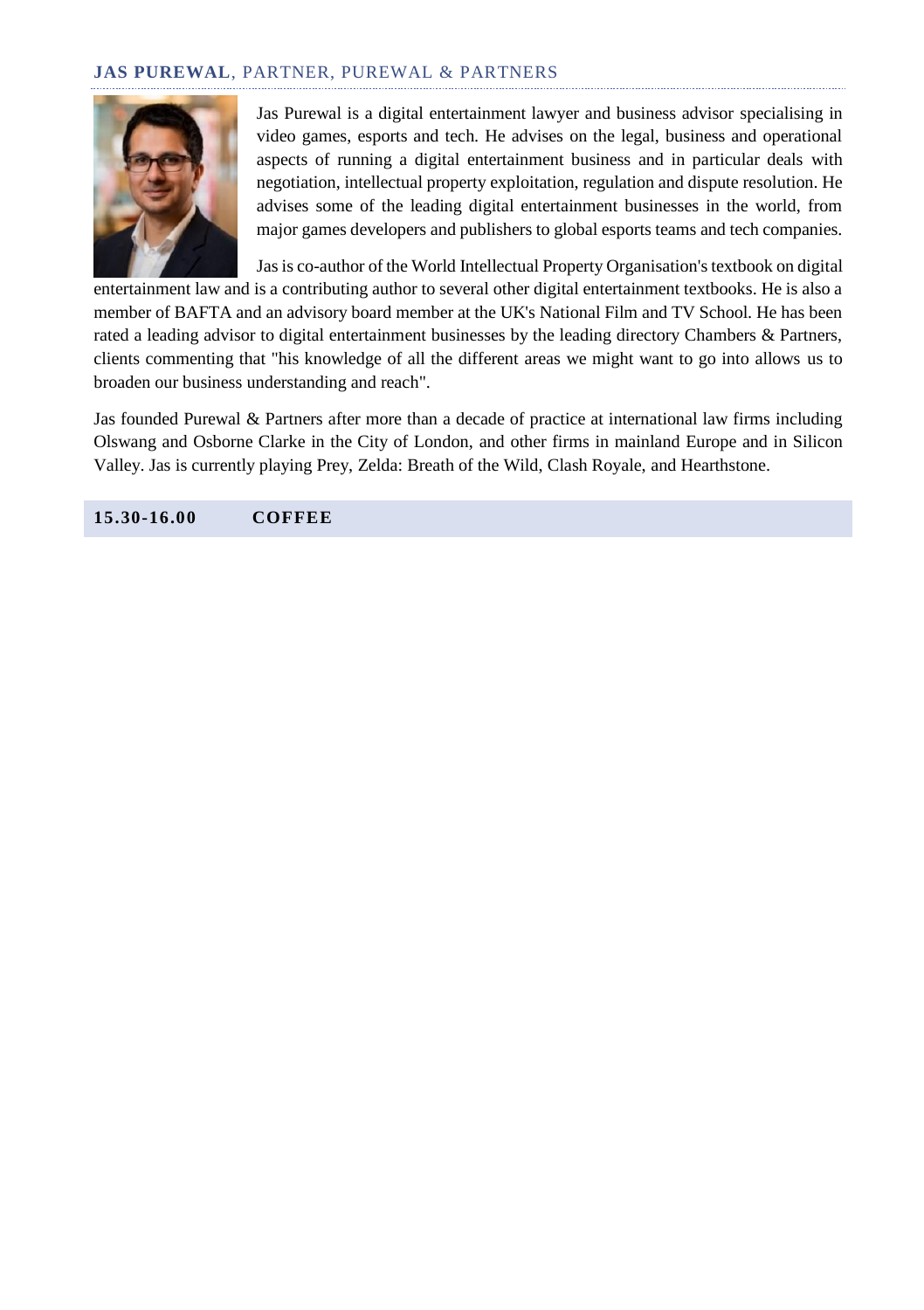### **JAS PUREWAL**, PARTNER, PUREWAL & PARTNERS

Jas Purewal is a digital entertainment lawyer and business advisor specialising in video games, esports and tech. He advises on the legal, business and operational aspects of running a digital entertainment business and in particular deals with negotiation, intellectual property exploitation, regulation and dispute resolution. He advises some of the leading digital entertainment businesses in the world, from major games developers and publishers to global esports teams and tech companies.

Jas is co-author of the World Intellectual Property Organisation's textbook on digital entertainment law and is a contributing author to several other digital entertainment textbooks. He is also a member of BAFTA and an advisory board member at the UK's National Film and TV School. He has been rated a leading advisor to digital entertainment businesses by the leading directory Chambers & Partners, clients commenting that "his knowledge of all the different areas we might want to go into allows us to broaden our business understanding and reach".

Jas founded Purewal & Partners after more than a decade of practice at international law firms including Olswang and Osborne Clarke in the City of London, and other firms in mainland Europe and in Silicon Valley. Jas is currently playing Prey, Zelda: Breath of the Wild, Clash Royale, and Hearthstone.

## 15.30-16.00 COFFEE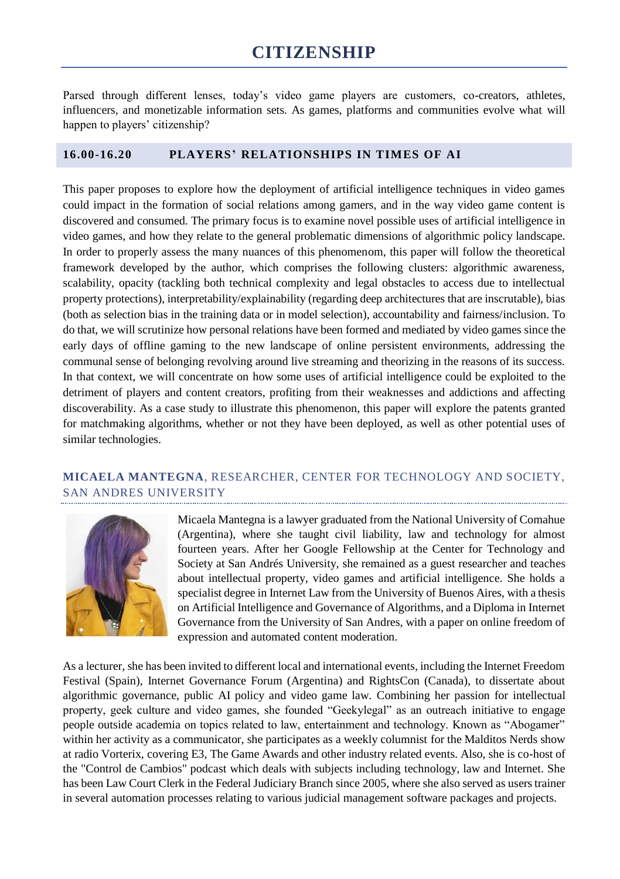# CITIZENSHIP

Parsed through different lenses, today's video game players are customers, co-creators, athletes, influencers, and monetizable information sets. As games, platforms and communities evolve what will happen to players' citizenship?

## 16.00-16.20 PLAYERS' RELATIONSHIPS IN TIMES OF AI

This paper proposes to explore how the deployment of artificial intelligence techniques in video games could impact in the formation of social relations among gamers, and in the way video game content is discovered and consumed. The primary focus is to examine novel possible uses of artificial intelligence in video games, and how they relate to the general problematic dimensions of algorithmic policy landscape. In order to properly assess the many nuances of this phenomenom, this paper will follow the theoretical framework developed by the author, which comprises the following clusters: algorithmic awareness, scalability, opacity (tackling both technical complexity and legal obstacles to access due to intellectual property protections), interpretability/explainability (regarding deep architectures that are inscrutable), bias (both as selection bias in the training data or in model selection), accountability and fairness/inclusion. To do that, we will scrutinize how personal relations have been formed and mediated by video games since the early days of offline gaming to the new landscape of online persistent environments, addressing the communal sense of belonging revolving around live streaming and theorizing in the reasons of its success. In that context, we will concentrate on how some uses of artificial intelligence could be exploited to the detriment of players and content creators, profiting from their weaknesses and addictions and affecting discoverability. As a case study to illustrate this phenomenon, this paper will explore the patents granted for matchmaking algorithms, whether or not they have been deployed, as well as other potential uses of similar technologies.

### MICAELA MANTEGNA, RESEARCHER, CENTER FOR TECHNOLOGY AND SOCIETY, SAN ANDRES UNIVERSITY

Micaela Mantegna is a lawyer graduated from the National University of Comahue (Argentina), where she taught civil liability, law and technology for almost fourteen years. After her Google Fellowship at the Center for Technology and Society at San Andrés University, she remained as a guest researcher and teaches about intellectual property, video games and artificial intelligence. She holds a specialist degree in Internet Law from the University of Buenos Aires, with a thesis on Artificial Intelligence and Governance of Algorithms, and a Diploma in Internet Governance from the University of San Andres, with a paper on online freedom of expression and automated content moderation.

As a lecturer, she has been invited to different local and international events, including the Internet Freedom Festival (Spain), Internet Governance Forum (Argentina) and RightsCon (Canada), to dissertate about algorithmic governance, public AI policy and video game law. Combining her passion for intellectual property, geek culture and video games, she founded "Geekylegal" as an outreach initiative to engage people outside academia on topics related to law, entertainment and technology. Known as "Abogamer" within her activity as a communicator, she participates as a weekly columnist for the Malditos Nerds show at radio Vorterix, covering E3, The Game Awards and other industry related events. Also, she is co-host of the "Control de Cambios" podcast which deals with subjects including technology, law and Internet. She has been Law Court Clerk in the Federal Judiciary Branch since 2005, where she also served as users trainer in several automation processes relating to various judicial management software packages and projects.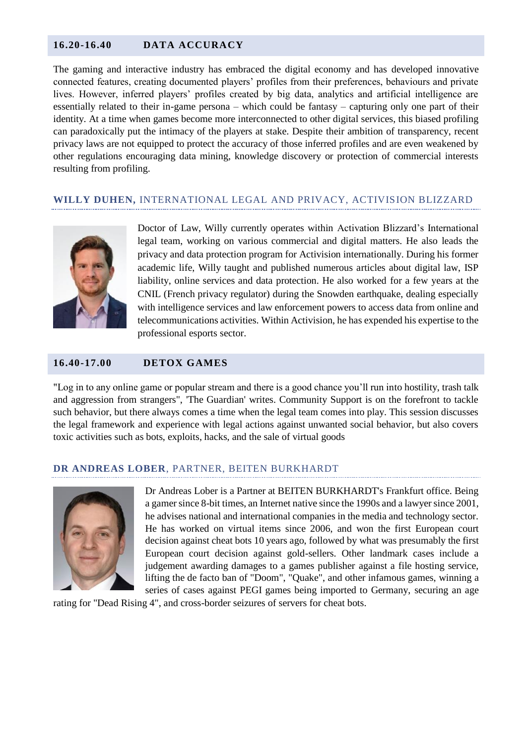## 16.20-16.40 DATA ACCURACY

The gaming and interactive industry has embraced the digital economy and has developed innovative connected features, creating documented players' profiles from their preferences, behaviours and private lives. However, inferred players' profiles created by big data, analytics and artificial intelligence are essentially related to their in-game persona – which could be fantasy – capturing only one part of their identity. At a time when games become more interconnected to other digital services, this biased profiling can paradoxically put the intimacy of the players at stake. Despite their ambition of transparency, recent privacy laws are not equipped to protect the accuracy of those inferred profiles and are even weakened by other regulations encouraging data mining, knowledge discovery or protection of commercial interests resulting from profiling.

### **WILLY DUHEN,** INTERNATIONAL LEGAL AND PRIVACY, ACTIVISION BLIZZARD

Doctor of Law, Willy currently operates within Activation Blizzard's International legal team, working on various commercial and digital matters. He also leads the privacy and data protection program for Activision internationally. During his former academic life, Willy taught and published numerous articles about digital law, ISP liability, online services and data protection. He also worked for a few years at the CNIL (French privacy regulator) during the Snowden earthquake, dealing especially with intelligence services and law enforcement powers to access data from online and telecommunications activities. Within Activision, he has expended his expertise to the professional esports sector.

## 16.40-17.00 DETOX GAMES

"Log in to any online game or popular stream and there is a good chance you'll run into hostility, trash talk and aggression from strangers", 'The Guardian' writes. Community Support is on the forefront to tackle such behavior, but there always comes a time when the legal team comes into play. This session discusses the legal framework and experience with legal actions against unwanted social behavior, but also covers toxic activities such as bots, exploits, hacks, and the sale of virtual goods

### **DR ANDREAS LOBER**, PARTNER, BEITEN BURKHARDT

Dr Andreas Lober is a Partner at BEITEN BURKHARDT's Frankfurt office. Being a gamer since 8-bit times, an Internet native since the 1990s and a lawyer since 2001, he advises national and international companies in the media and technology sector. He has worked on virtual items since 2006, and won the first European court decision against cheat bots 10 years ago, followed by what was presumably the first European court decision against gold-sellers. Other landmark cases include a judgement awarding damages to a games publisher against a file hosting service, lifting the de facto ban of "Doom", "Quake", and other infamous games, winning a series of cases against PEGI games being imported to Germany, securing an age rating for "Dead Rising 4", and cross-border seizures of servers for cheat bots.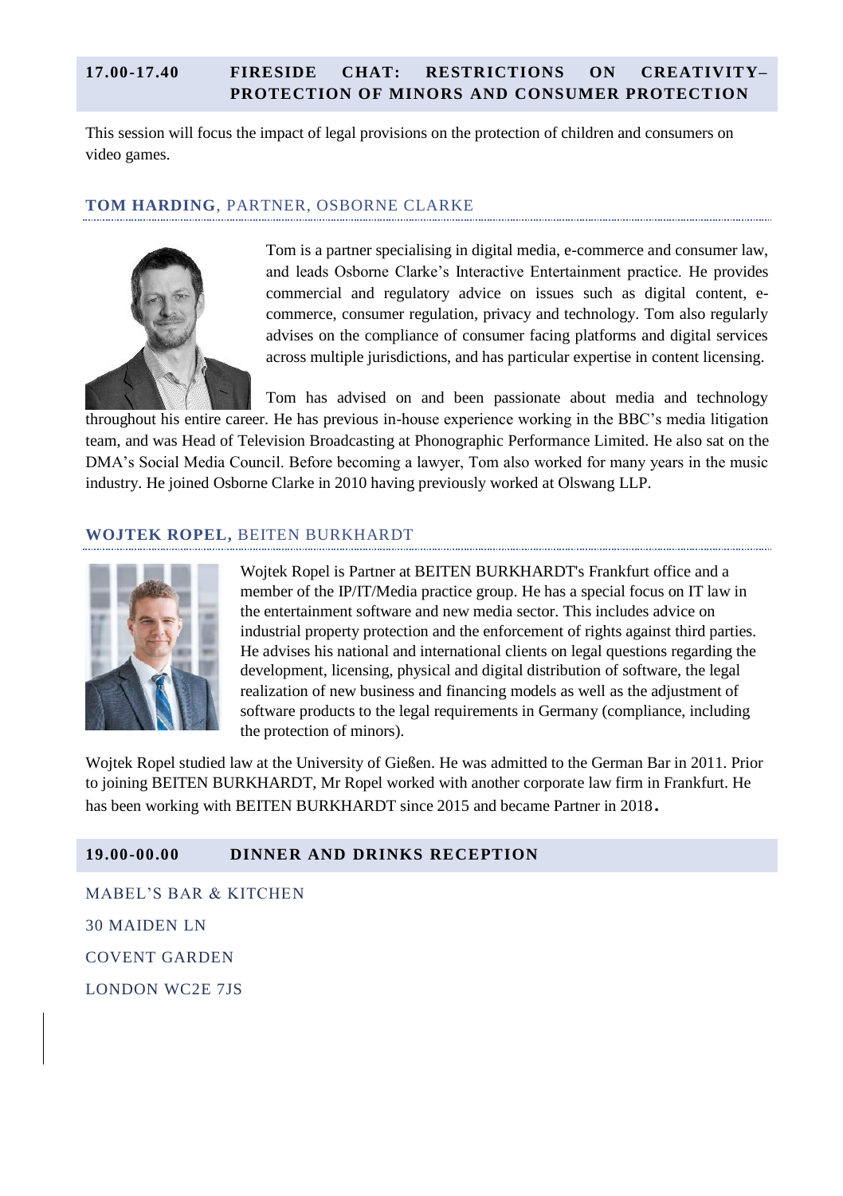## 17.00-17.40 FIRESIDE CHAT: RESTRICTIONS ON CREATIVITY– PROTECTION OF MINORS AND CONSUMER PROTECTION

This session will focus the impact of legal provisions on the protection of children and consumers on video games.

### TOM HARDING, PARTNER, OSBORNE CLARKE

Tom is a partner specialising in digital media, e-commerce and consumer law, and leads Osborne Clarke's Interactive Entertainment practice. He provides commercial and regulatory advice on issues such as digital content, e-commerce, consumer regulation, privacy and technology. Tom also regularly advises on the compliance of consumer facing platforms and digital services across multiple jurisdictions, and has particular expertise in content licensing.

Tom has advised on and been passionate about media and technology throughout his entire career. He has previous in-house experience working in the BBC's media litigation team, and was Head of Television Broadcasting at Phonographic Performance Limited. He also sat on the DMA's Social Media Council. Before becoming a lawyer, Tom also worked for many years in the music industry. He joined Osborne Clarke in 2010 having previously worked at Olswang LLP.

### WOJTEK ROPEL, BEITEN BURKHARDT

Wojtek Ropel is Partner at BEITEN BURKHARDT's Frankfurt office and a member of the IP/IT/Media practice group. He has a special focus on IT law in the entertainment software and new media sector. This includes advice on industrial property protection and the enforcement of rights against third parties. He advises his national and international clients on legal questions regarding the development, licensing, physical and digital distribution of software, the legal realization of new business and financing models as well as the adjustment of software products to the legal requirements in Germany (compliance, including the protection of minors).

Wojtek Ropel studied law at the University of Gießen. He was admitted to the German Bar in 2011. Prior to joining BEITEN BURKHARDT, Mr Ropel worked with another corporate law firm in Frankfurt. He has been working with BEITEN BURKHARDT since 2015 and became Partner in 2018.

## 19.00-00.00 DINNER AND DRINKS RECEPTION

MABEL'S BAR & KITCHEN

30 MAIDEN LN

COVENT GARDEN

LONDON WC2E 7JS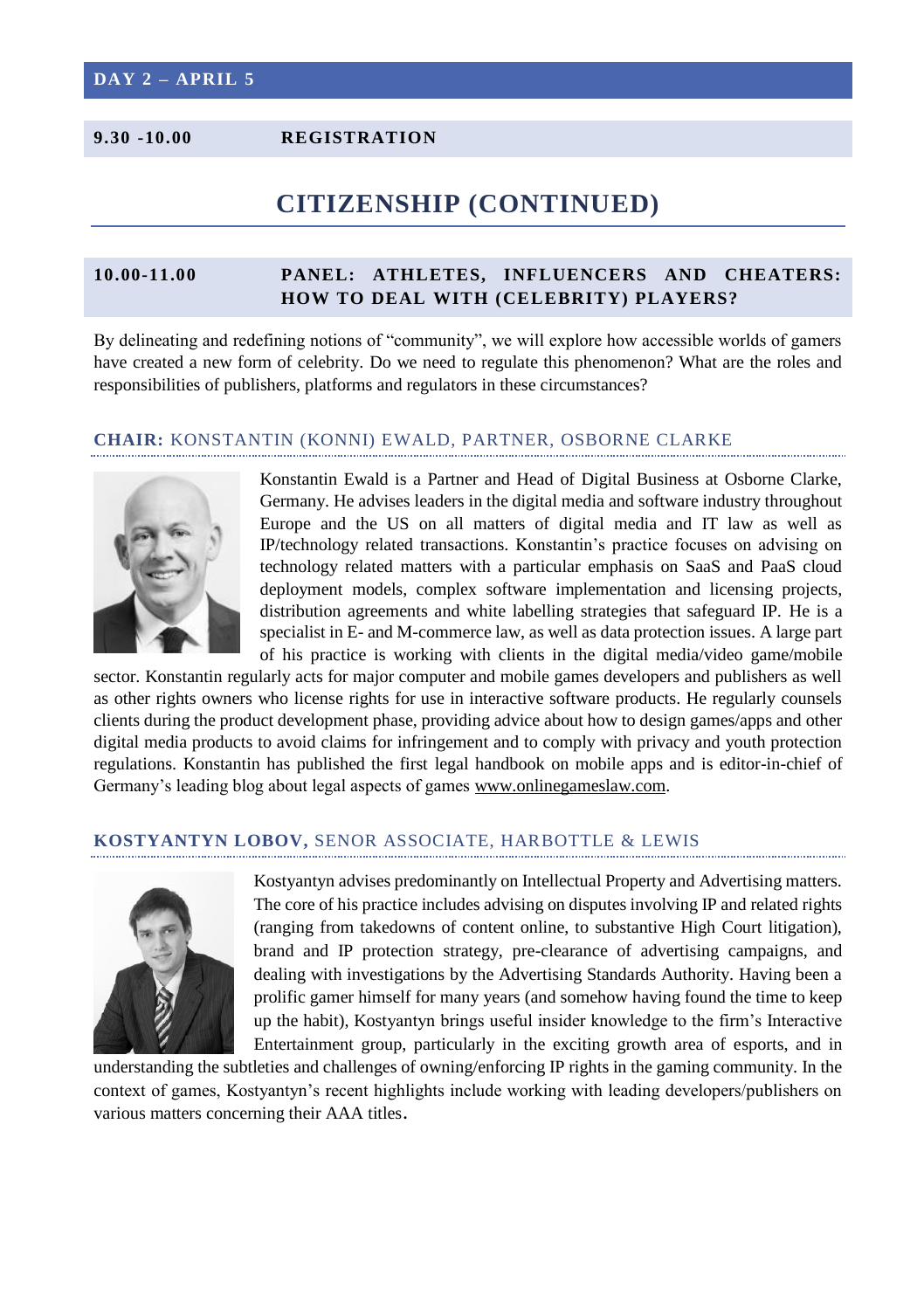**DAY 2 – APRIL 5**

**9.30 -10.00** **REGISTRATION**

# CITIZENSHIP (CONTINUED)

**10.00-11.00** **PANEL: ATHLETES, INFLUENCERS AND CHEATERS: HOW TO DEAL WITH (CELEBRITY) PLAYERS?**

By delineating and redefining notions of "community", we will explore how accessible worlds of gamers have created a new form of celebrity. Do we need to regulate this phenomenon? What are the roles and responsibilities of publishers, platforms and regulators in these circumstances?

### **CHAIR:** KONSTANTIN (KONNI) EWALD, PARTNER, OSBORNE CLARKE

Konstantin Ewald is a Partner and Head of Digital Business at Osborne Clarke, Germany. He advises leaders in the digital media and software industry throughout Europe and the US on all matters of digital media and IT law as well as IP/technology related transactions. Konstantin's practice focuses on advising on technology related matters with a particular emphasis on SaaS and PaaS cloud deployment models, complex software implementation and licensing projects, distribution agreements and white labelling strategies that safeguard IP. He is a specialist in E- and M-commerce law, as well as data protection issues. A large part of his practice is working with clients in the digital media/video game/mobile sector. Konstantin regularly acts for major computer and mobile games developers and publishers as well as other rights owners who license rights for use in interactive software products. He regularly counsels clients during the product development phase, providing advice about how to design games/apps and other digital media products to avoid claims for infringement and to comply with privacy and youth protection regulations. Konstantin has published the first legal handbook on mobile apps and is editor-in-chief of Germany's leading blog about legal aspects of games www.onlinegameslaw.com.

### **KOSTYANTYN LOBOV,** SENOR ASSOCIATE, HARBOTTLE & LEWIS

Kostyantyn advises predominantly on Intellectual Property and Advertising matters. The core of his practice includes advising on disputes involving IP and related rights (ranging from takedowns of content online, to substantive High Court litigation), brand and IP protection strategy, pre-clearance of advertising campaigns, and dealing with investigations by the Advertising Standards Authority. Having been a prolific gamer himself for many years (and somehow having found the time to keep up the habit), Kostyantyn brings useful insider knowledge to the firm's Interactive Entertainment group, particularly in the exciting growth area of esports, and in understanding the subtleties and challenges of owning/enforcing IP rights in the gaming community. In the context of games, Kostyantyn's recent highlights include working with leading developers/publishers on various matters concerning their AAA titles.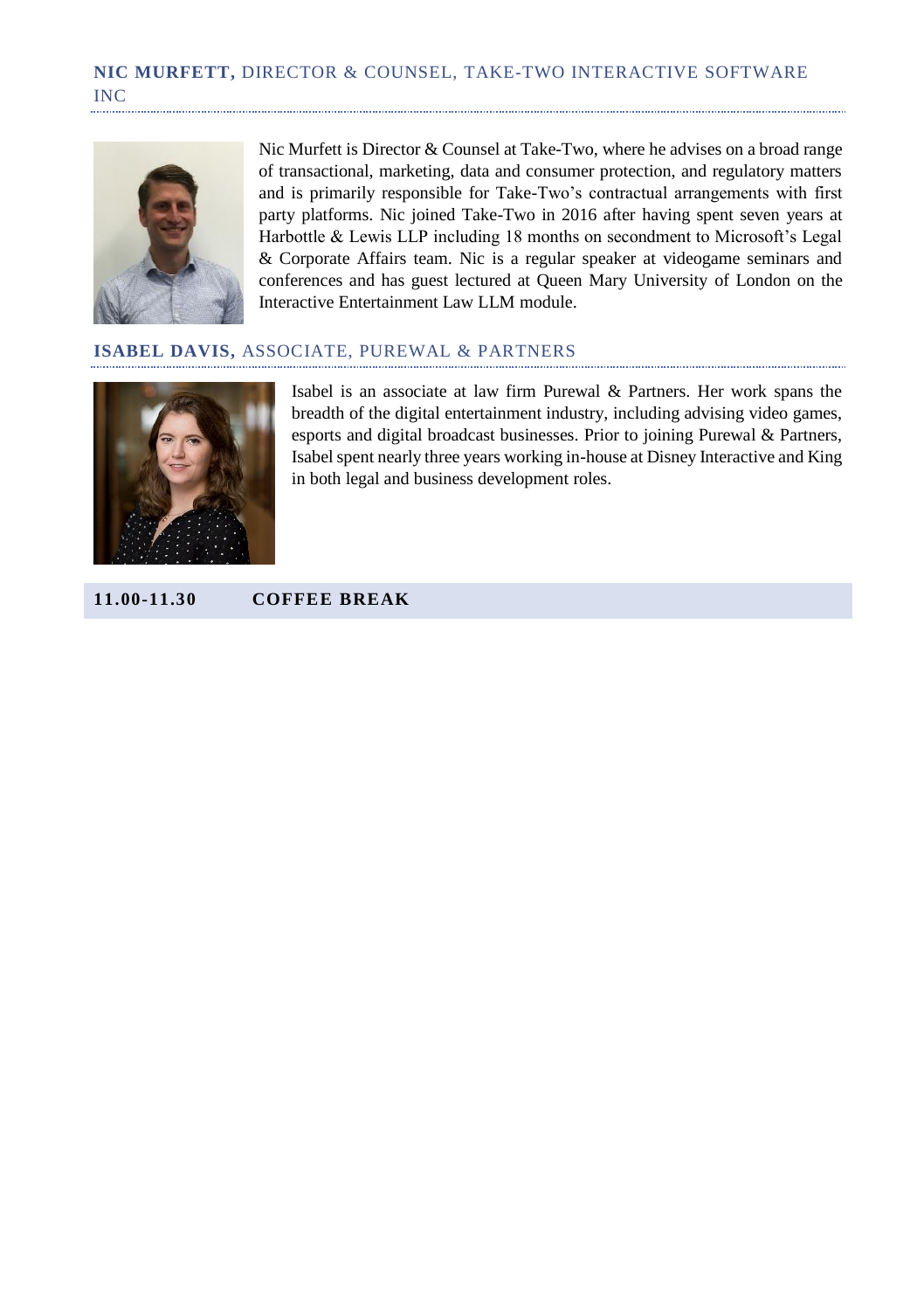### **NIC MURFETT,** DIRECTOR & COUNSEL, TAKE-TWO INTERACTIVE SOFTWARE INC

Nic Murfett is Director & Counsel at Take-Two, where he advises on a broad range of transactional, marketing, data and consumer protection, and regulatory matters and is primarily responsible for Take-Two's contractual arrangements with first party platforms. Nic joined Take-Two in 2016 after having spent seven years at Harbottle & Lewis LLP including 18 months on secondment to Microsoft's Legal & Corporate Affairs team. Nic is a regular speaker at videogame seminars and conferences and has guest lectured at Queen Mary University of London on the Interactive Entertainment Law LLM module.

### **ISABEL DAVIS,** ASSOCIATE, PUREWAL & PARTNERS

Isabel is an associate at law firm Purewal & Partners. Her work spans the breadth of the digital entertainment industry, including advising video games, esports and digital broadcast businesses. Prior to joining Purewal & Partners, Isabel spent nearly three years working in-house at Disney Interactive and King in both legal and business development roles.

**11.00-11.30 COFFEE BREAK**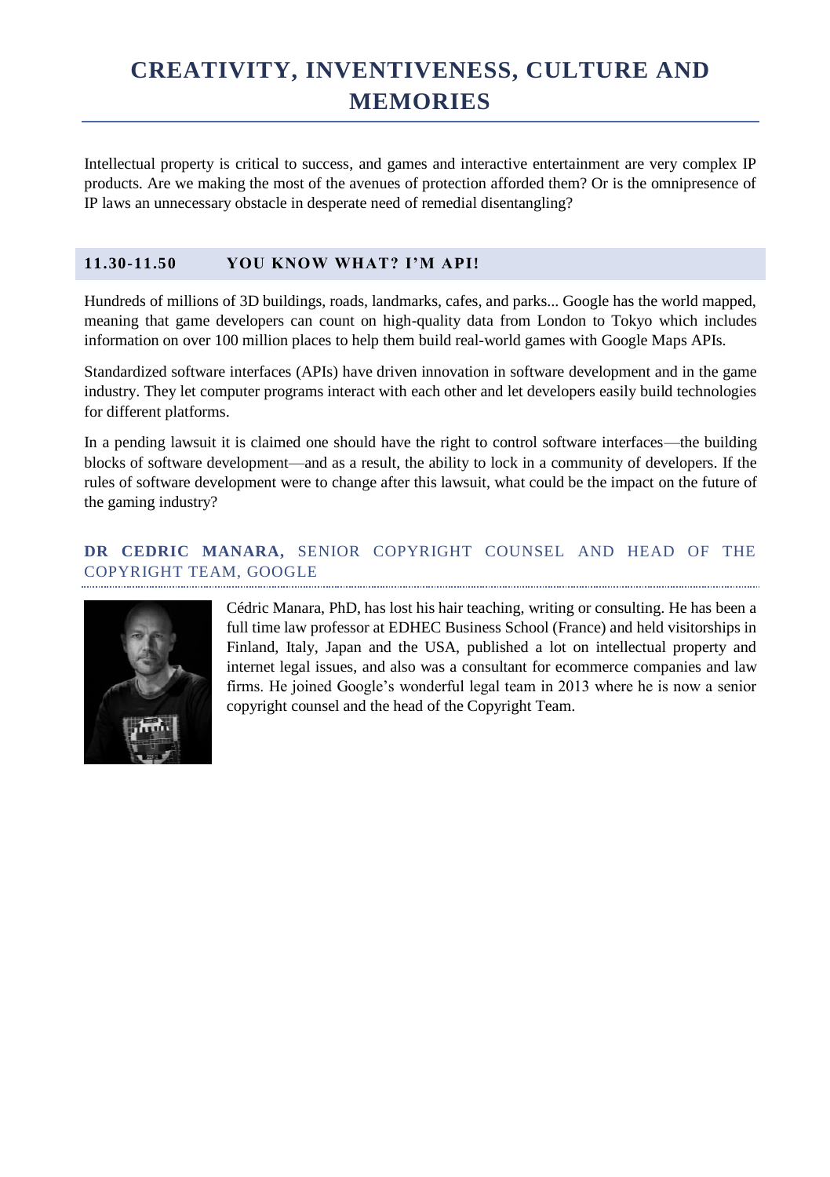# CREATIVITY, INVENTIVENESS, CULTURE AND MEMORIES

Intellectual property is critical to success, and games and interactive entertainment are very complex IP products. Are we making the most of the avenues of protection afforded them? Or is the omnipresence of IP laws an unnecessary obstacle in desperate need of remedial disentangling?

## 11.30-11.50 YOU KNOW WHAT? I'M API!

Hundreds of millions of 3D buildings, roads, landmarks, cafes, and parks... Google has the world mapped, meaning that game developers can count on high-quality data from London to Tokyo which includes information on over 100 million places to help them build real-world games with Google Maps APIs.

Standardized software interfaces (APIs) have driven innovation in software development and in the game industry. They let computer programs interact with each other and let developers easily build technologies for different platforms.

In a pending lawsuit it is claimed one should have the right to control software interfaces—the building blocks of software development—and as a result, the ability to lock in a community of developers. If the rules of software development were to change after this lawsuit, what could be the impact on the future of the gaming industry?

### **DR CEDRIC MANARA,** SENIOR COPYRIGHT COUNSEL AND HEAD OF THE COPYRIGHT TEAM, GOOGLE

Cédric Manara, PhD, has lost his hair teaching, writing or consulting. He has been a full time law professor at EDHEC Business School (France) and held visitorships in Finland, Italy, Japan and the USA, published a lot on intellectual property and internet legal issues, and also was a consultant for ecommerce companies and law firms. He joined Google's wonderful legal team in 2013 where he is now a senior copyright counsel and the head of the Copyright Team.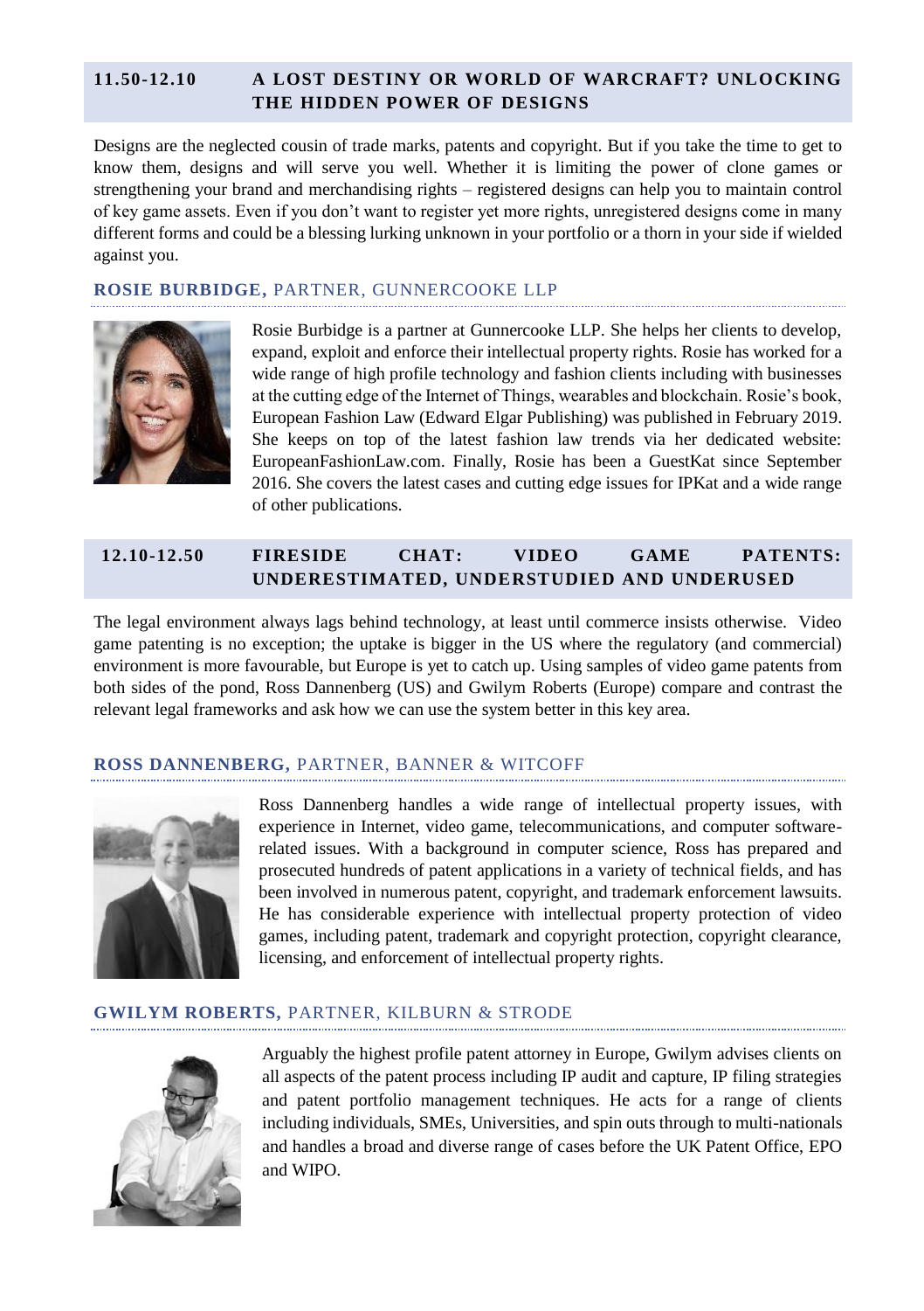## 11.50-12.10 A LOST DESTINY OR WORLD OF WARCRAFT? UNLOCKING THE HIDDEN POWER OF DESIGNS

Designs are the neglected cousin of trade marks, patents and copyright. But if you take the time to get to know them, designs and will serve you well. Whether it is limiting the power of clone games or strengthening your brand and merchandising rights – registered designs can help you to maintain control of key game assets. Even if you don't want to register yet more rights, unregistered designs come in many different forms and could be a blessing lurking unknown in your portfolio or a thorn in your side if wielded against you.

### **ROSIE BURBIDGE,** PARTNER, GUNNERCOOKE LLP

Rosie Burbidge is a partner at Gunnercooke LLP. She helps her clients to develop, expand, exploit and enforce their intellectual property rights. Rosie has worked for a wide range of high profile technology and fashion clients including with businesses at the cutting edge of the Internet of Things, wearables and blockchain. Rosie's book, European Fashion Law (Edward Elgar Publishing) was published in February 2019. She keeps on top of the latest fashion law trends via her dedicated website: EuropeanFashionLaw.com. Finally, Rosie has been a GuestKat since September 2016. She covers the latest cases and cutting edge issues for IPKat and a wide range of other publications.

## 12.10-12.50 FIRESIDE CHAT: VIDEO GAME PATENTS: UNDERESTIMATED, UNDERSTUDIED AND UNDERUSED

The legal environment always lags behind technology, at least until commerce insists otherwise. Video game patenting is no exception; the uptake is bigger in the US where the regulatory (and commercial) environment is more favourable, but Europe is yet to catch up. Using samples of video game patents from both sides of the pond, Ross Dannenberg (US) and Gwilym Roberts (Europe) compare and contrast the relevant legal frameworks and ask how we can use the system better in this key area.

### **ROSS DANNENBERG,** PARTNER, BANNER & WITCOFF

Ross Dannenberg handles a wide range of intellectual property issues, with experience in Internet, video game, telecommunications, and computer software-related issues. With a background in computer science, Ross has prepared and prosecuted hundreds of patent applications in a variety of technical fields, and has been involved in numerous patent, copyright, and trademark enforcement lawsuits. He has considerable experience with intellectual property protection of video games, including patent, trademark and copyright protection, copyright clearance, licensing, and enforcement of intellectual property rights.

### **GWILYM ROBERTS,** PARTNER, KILBURN & STRODE

Arguably the highest profile patent attorney in Europe, Gwilym advises clients on all aspects of the patent process including IP audit and capture, IP filing strategies and patent portfolio management techniques. He acts for a range of clients including individuals, SMEs, Universities, and spin outs through to multi-nationals and handles a broad and diverse range of cases before the UK Patent Office, EPO and WIPO.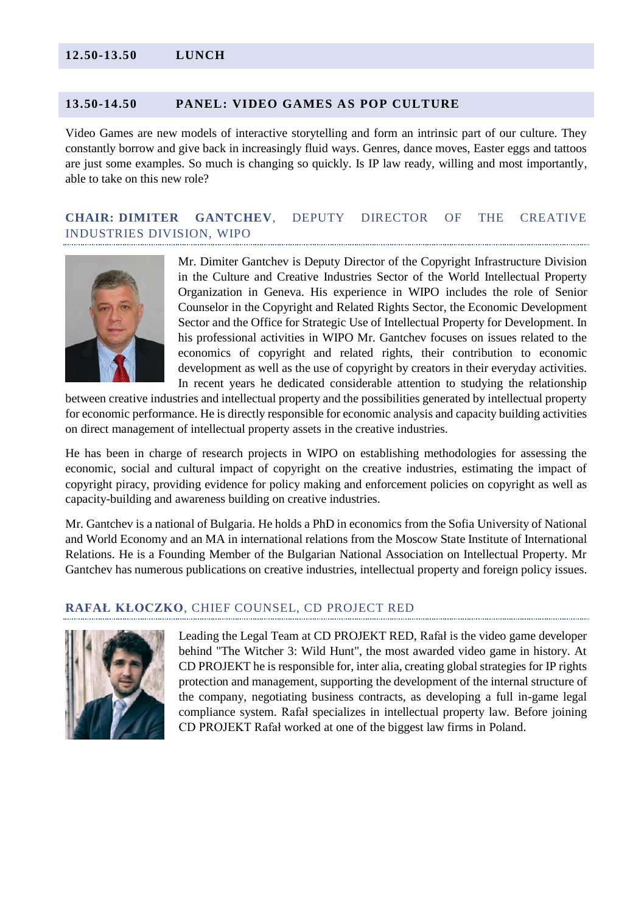## 12.50-13.50 LUNCH

## 13.50-14.50 PANEL: VIDEO GAMES AS POP CULTURE

Video Games are new models of interactive storytelling and form an intrinsic part of our culture. They constantly borrow and give back in increasingly fluid ways. Genres, dance moves, Easter eggs and tattoos are just some examples. So much is changing so quickly. Is IP law ready, willing and most importantly, able to take on this new role?

### **CHAIR: DIMITER GANTCHEV**, DEPUTY DIRECTOR OF THE CREATIVE INDUSTRIES DIVISION, WIPO

Mr. Dimiter Gantchev is Deputy Director of the Copyright Infrastructure Division in the Culture and Creative Industries Sector of the World Intellectual Property Organization in Geneva. His experience in WIPO includes the role of Senior Counselor in the Copyright and Related Rights Sector, the Economic Development Sector and the Office for Strategic Use of Intellectual Property for Development. In his professional activities in WIPO Mr. Gantchev focuses on issues related to the economics of copyright and related rights, their contribution to economic development as well as the use of copyright by creators in their everyday activities. In recent years he dedicated considerable attention to studying the relationship between creative industries and intellectual property and the possibilities generated by intellectual property for economic performance. He is directly responsible for economic analysis and capacity building activities on direct management of intellectual property assets in the creative industries.

He has been in charge of research projects in WIPO on establishing methodologies for assessing the economic, social and cultural impact of copyright on the creative industries, estimating the impact of copyright piracy, providing evidence for policy making and enforcement policies on copyright as well as capacity-building and awareness building on creative industries.

Mr. Gantchev is a national of Bulgaria. He holds a PhD in economics from the Sofia University of National and World Economy and an MA in international relations from the Moscow State Institute of International Relations. He is a Founding Member of the Bulgarian National Association on Intellectual Property. Mr Gantchev has numerous publications on creative industries, intellectual property and foreign policy issues.

### **RAFAŁ KŁOCZKO**, CHIEF COUNSEL, CD PROJECT RED

Leading the Legal Team at CD PROJEKT RED, Rafał is the video game developer behind "The Witcher 3: Wild Hunt", the most awarded video game in history. At CD PROJEKT he is responsible for, inter alia, creating global strategies for IP rights protection and management, supporting the development of the internal structure of the company, negotiating business contracts, as developing a full in-game legal compliance system. Rafał specializes in intellectual property law. Before joining CD PROJEKT Rafał worked at one of the biggest law firms in Poland.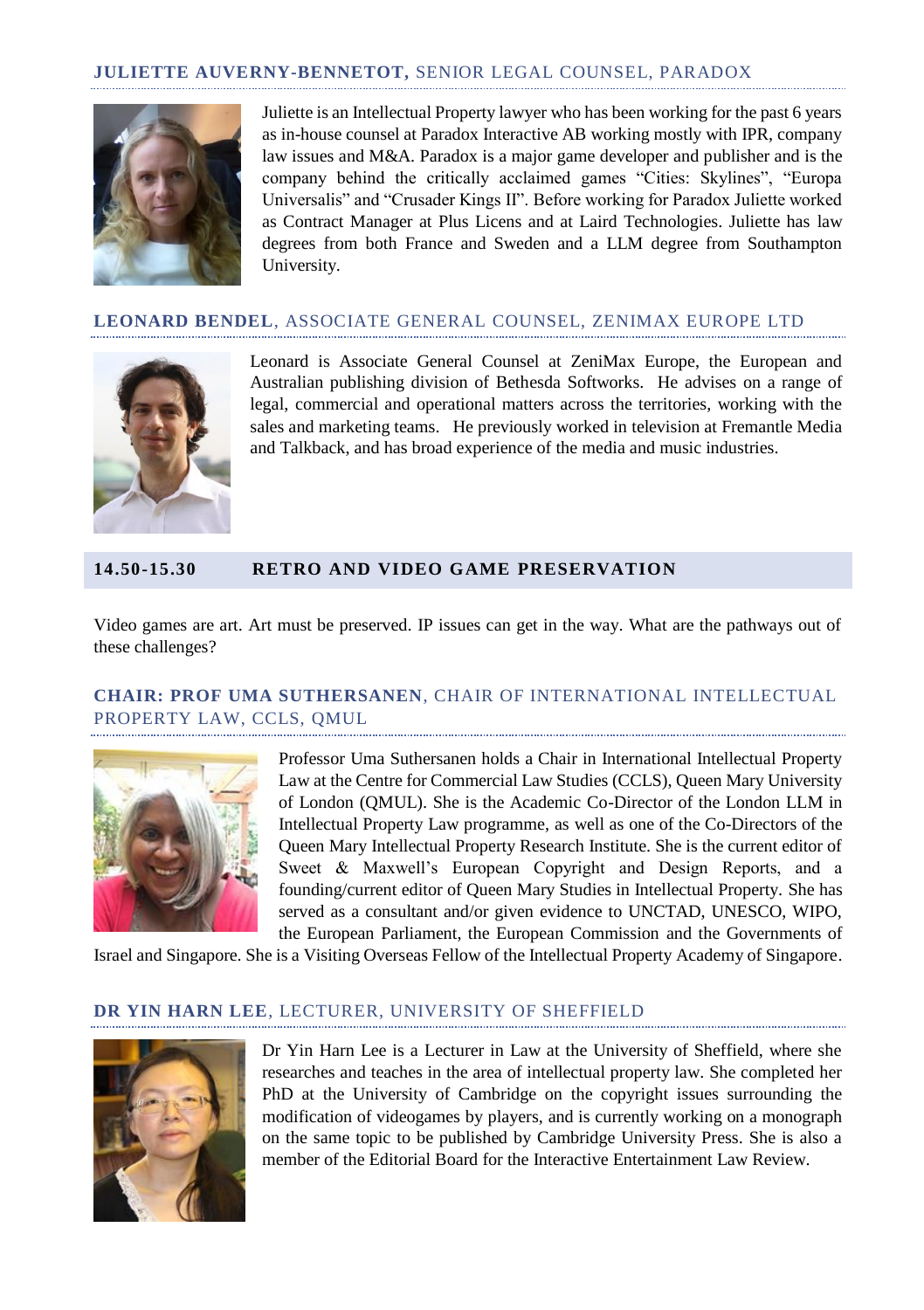### **JULIETTE AUVERNY-BENNETOT,** SENIOR LEGAL COUNSEL, PARADOX

Juliette is an Intellectual Property lawyer who has been working for the past 6 years as in-house counsel at Paradox Interactive AB working mostly with IPR, company law issues and M&A. Paradox is a major game developer and publisher and is the company behind the critically acclaimed games "Cities: Skylines", "Europa Universalis" and "Crusader Kings II". Before working for Paradox Juliette worked as Contract Manager at Plus Licens and at Laird Technologies. Juliette has law degrees from both France and Sweden and a LLM degree from Southampton University.

### **LEONARD BENDEL**, ASSOCIATE GENERAL COUNSEL, ZENIMAX EUROPE LTD

Leonard is Associate General Counsel at ZeniMax Europe, the European and Australian publishing division of Bethesda Softworks. He advises on a range of legal, commercial and operational matters across the territories, working with the sales and marketing teams. He previously worked in television at Fremantle Media and Talkback, and has broad experience of the media and music industries.

## 14.50-15.30 RETRO AND VIDEO GAME PRESERVATION

Video games are art. Art must be preserved. IP issues can get in the way. What are the pathways out of these challenges?

### **CHAIR: PROF UMA SUTHERSANEN**, CHAIR OF INTERNATIONAL INTELLECTUAL PROPERTY LAW, CCLS, QMUL

Professor Uma Suthersanen holds a Chair in International Intellectual Property Law at the Centre for Commercial Law Studies (CCLS), Queen Mary University of London (QMUL). She is the Academic Co-Director of the London LLM in Intellectual Property Law programme, as well as one of the Co-Directors of the Queen Mary Intellectual Property Research Institute. She is the current editor of Sweet & Maxwell's European Copyright and Design Reports, and a founding/current editor of Queen Mary Studies in Intellectual Property. She has served as a consultant and/or given evidence to UNCTAD, UNESCO, WIPO, the European Parliament, the European Commission and the Governments of Israel and Singapore. She is a Visiting Overseas Fellow of the Intellectual Property Academy of Singapore.

### **DR YIN HARN LEE**, LECTURER, UNIVERSITY OF SHEFFIELD

Dr Yin Harn Lee is a Lecturer in Law at the University of Sheffield, where she researches and teaches in the area of intellectual property law. She completed her PhD at the University of Cambridge on the copyright issues surrounding the modification of videogames by players, and is currently working on a monograph on the same topic to be published by Cambridge University Press. She is also a member of the Editorial Board for the Interactive Entertainment Law Review.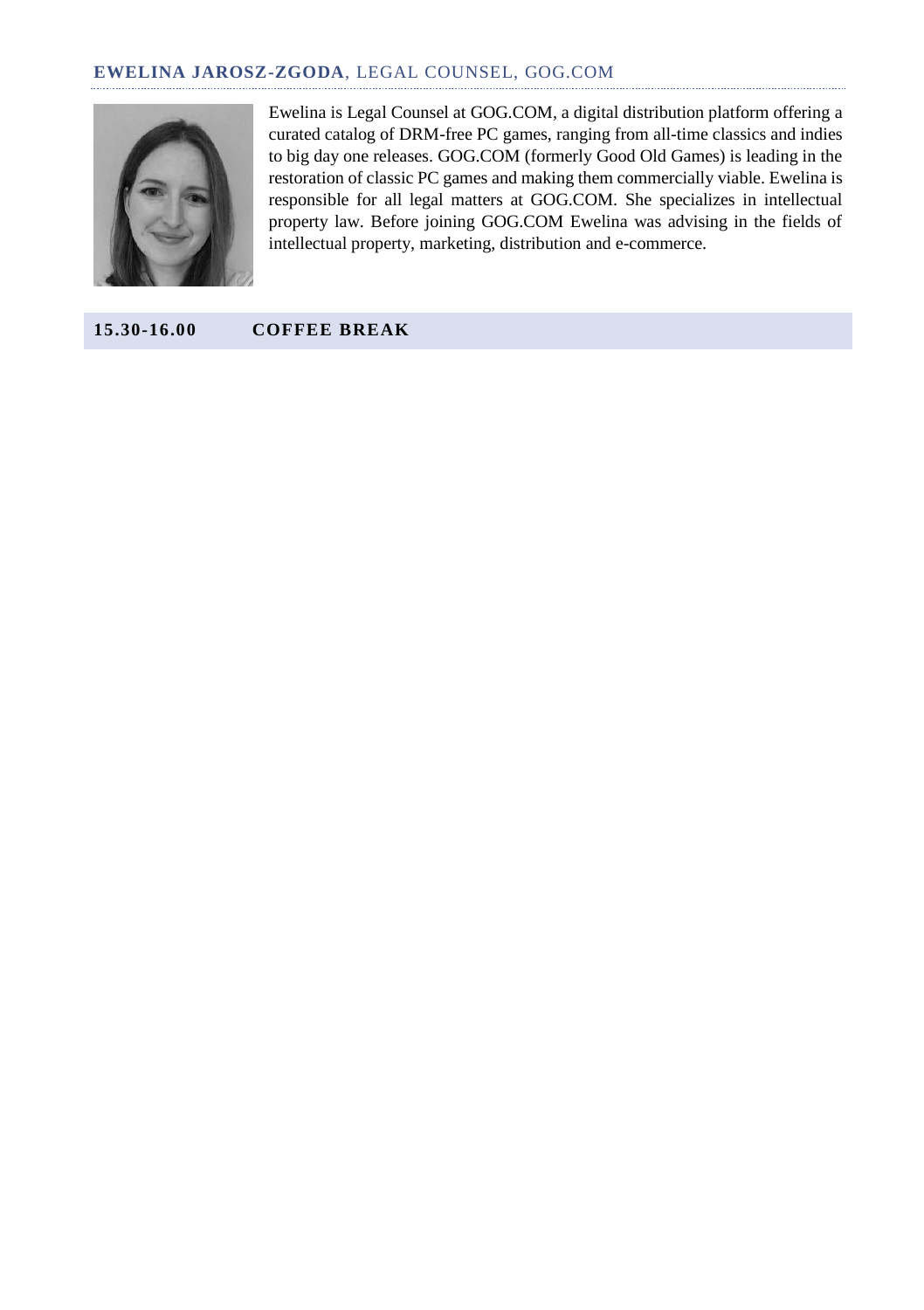### **EWELINA JAROSZ-ZGODA**, LEGAL COUNSEL, GOG.COM

Ewelina is Legal Counsel at GOG.COM, a digital distribution platform offering a curated catalog of DRM-free PC games, ranging from all-time classics and indies to big day one releases. GOG.COM (formerly Good Old Games) is leading in the restoration of classic PC games and making them commercially viable. Ewelina is responsible for all legal matters at GOG.COM. She specializes in intellectual property law. Before joining GOG.COM Ewelina was advising in the fields of intellectual property, marketing, distribution and e-commerce.

**15.30-16.00 COFFEE BREAK**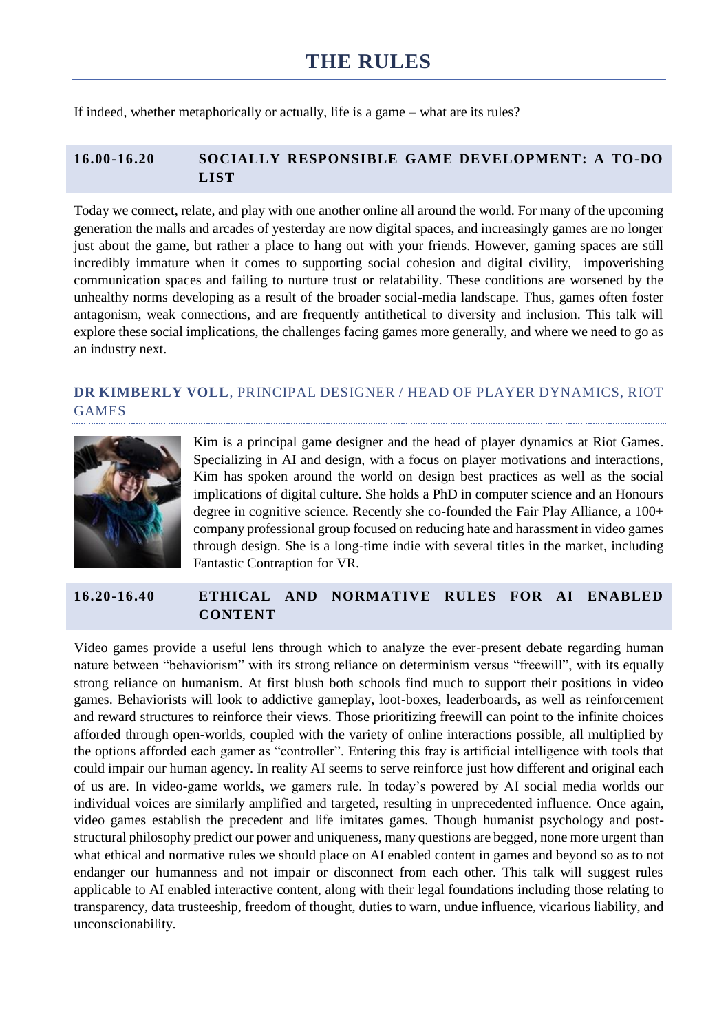# THE RULES

If indeed, whether metaphorically or actually, life is a game – what are its rules?

## 16.00-16.20 SOCIALLY RESPONSIBLE GAME DEVELOPMENT: A TO-DO LIST

Today we connect, relate, and play with one another online all around the world. For many of the upcoming generation the malls and arcades of yesterday are now digital spaces, and increasingly games are no longer just about the game, but rather a place to hang out with your friends. However, gaming spaces are still incredibly immature when it comes to supporting social cohesion and digital civility, impoverishing communication spaces and failing to nurture trust or relatability. These conditions are worsened by the unhealthy norms developing as a result of the broader social-media landscape. Thus, games often foster antagonism, weak connections, and are frequently antithetical to diversity and inclusion. This talk will explore these social implications, the challenges facing games more generally, and where we need to go as an industry next.

### DR KIMBERLY VOLL, PRINCIPAL DESIGNER / HEAD OF PLAYER DYNAMICS, RIOT GAMES

Kim is a principal game designer and the head of player dynamics at Riot Games. Specializing in AI and design, with a focus on player motivations and interactions, Kim has spoken around the world on design best practices as well as the social implications of digital culture. She holds a PhD in computer science and an Honours degree in cognitive science. Recently she co-founded the Fair Play Alliance, a 100+ company professional group focused on reducing hate and harassment in video games through design. She is a long-time indie with several titles in the market, including Fantastic Contraption for VR.

## 16.20-16.40 ETHICAL AND NORMATIVE RULES FOR AI ENABLED CONTENT

Video games provide a useful lens through which to analyze the ever-present debate regarding human nature between "behaviorism" with its strong reliance on determinism versus "freewill", with its equally strong reliance on humanism. At first blush both schools find much to support their positions in video games. Behaviorists will look to addictive gameplay, loot-boxes, leaderboards, as well as reinforcement and reward structures to reinforce their views. Those prioritizing freewill can point to the infinite choices afforded through open-worlds, coupled with the variety of online interactions possible, all multiplied by the options afforded each gamer as "controller". Entering this fray is artificial intelligence with tools that could impair our human agency. In reality AI seems to serve reinforce just how different and original each of us are. In video-game worlds, we gamers rule. In today's powered by AI social media worlds our individual voices are similarly amplified and targeted, resulting in unprecedented influence. Once again, video games establish the precedent and life imitates games. Though humanist psychology and post-structural philosophy predict our power and uniqueness, many questions are begged, none more urgent than what ethical and normative rules we should place on AI enabled content in games and beyond so as to not endanger our humanness and not impair or disconnect from each other. This talk will suggest rules applicable to AI enabled interactive content, along with their legal foundations including those relating to transparency, data trusteeship, freedom of thought, duties to warn, undue influence, vicarious liability, and unconscionability.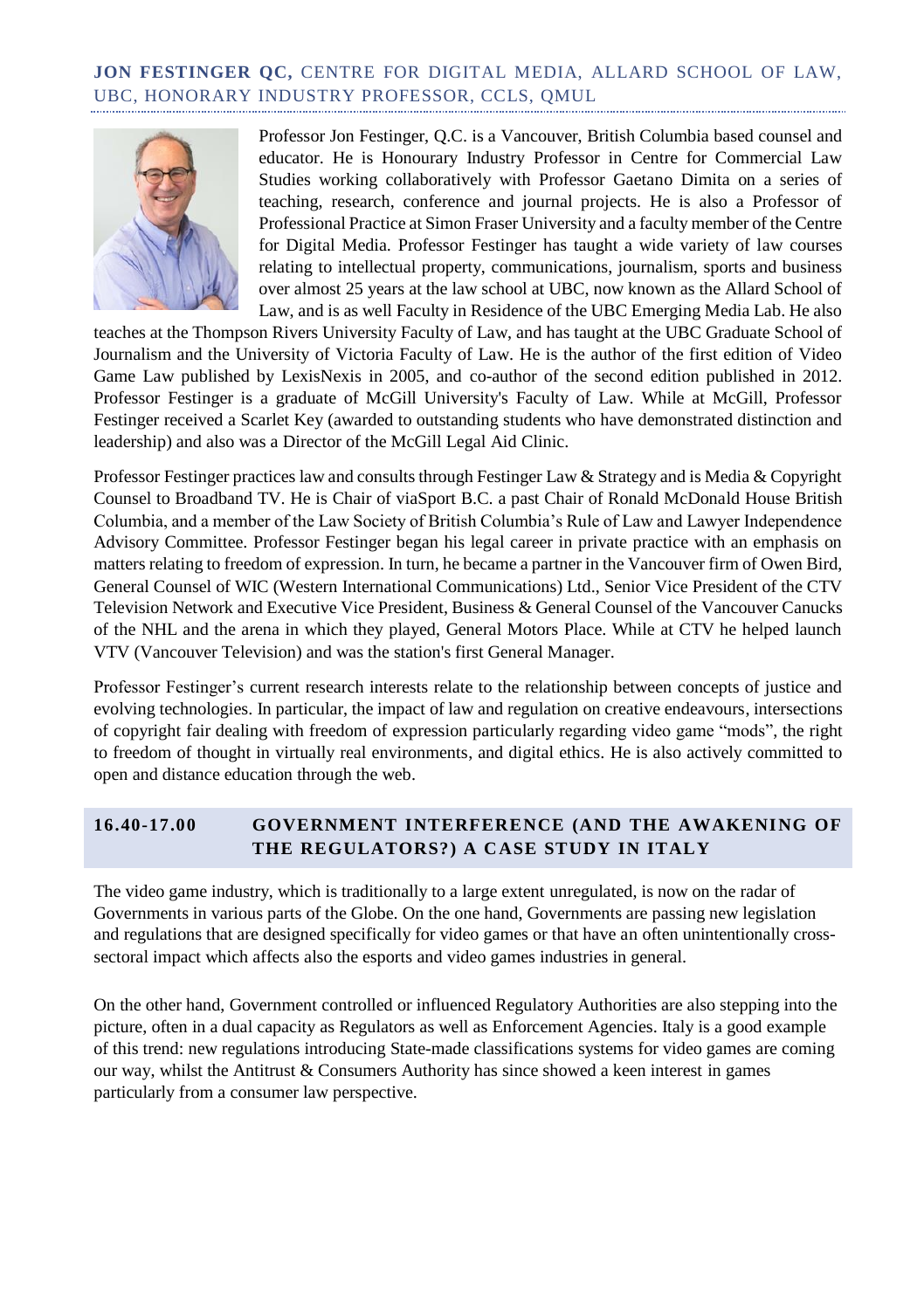### **JON FESTINGER QC,** CENTRE FOR DIGITAL MEDIA, ALLARD SCHOOL OF LAW, UBC, HONORARY INDUSTRY PROFESSOR, CCLS, QMUL

Professor Jon Festinger, Q.C. is a Vancouver, British Columbia based counsel and educator. He is Honourary Industry Professor in Centre for Commercial Law Studies working collaboratively with Professor Gaetano Dimita on a series of teaching, research, conference and journal projects. He is also a Professor of Professional Practice at Simon Fraser University and a faculty member of the Centre for Digital Media. Professor Festinger has taught a wide variety of law courses relating to intellectual property, communications, journalism, sports and business over almost 25 years at the law school at UBC, now known as the Allard School of Law, and is as well Faculty in Residence of the UBC Emerging Media Lab. He also teaches at the Thompson Rivers University Faculty of Law, and has taught at the UBC Graduate School of Journalism and the University of Victoria Faculty of Law. He is the author of the first edition of Video Game Law published by LexisNexis in 2005, and co-author of the second edition published in 2012. Professor Festinger is a graduate of McGill University's Faculty of Law. While at McGill, Professor Festinger received a Scarlet Key (awarded to outstanding students who have demonstrated distinction and leadership) and also was a Director of the McGill Legal Aid Clinic.

Professor Festinger practices law and consults through Festinger Law & Strategy and is Media & Copyright Counsel to Broadband TV. He is Chair of viaSport B.C. a past Chair of Ronald McDonald House British Columbia, and a member of the Law Society of British Columbia's Rule of Law and Lawyer Independence Advisory Committee. Professor Festinger began his legal career in private practice with an emphasis on matters relating to freedom of expression. In turn, he became a partner in the Vancouver firm of Owen Bird, General Counsel of WIC (Western International Communications) Ltd., Senior Vice President of the CTV Television Network and Executive Vice President, Business & General Counsel of the Vancouver Canucks of the NHL and the arena in which they played, General Motors Place. While at CTV he helped launch VTV (Vancouver Television) and was the station's first General Manager.

Professor Festinger's current research interests relate to the relationship between concepts of justice and evolving technologies. In particular, the impact of law and regulation on creative endeavours, intersections of copyright fair dealing with freedom of expression particularly regarding video game "mods", the right to freedom of thought in virtually real environments, and digital ethics. He is also actively committed to open and distance education through the web.

### **16.40-17.00 GOVERNMENT INTERFERENCE (AND THE AWAKENING OF THE REGULATORS?) A CASE STUDY IN ITALY**

The video game industry, which is traditionally to a large extent unregulated, is now on the radar of Governments in various parts of the Globe. On the one hand, Governments are passing new legislation and regulations that are designed specifically for video games or that have an often unintentionally cross-sectoral impact which affects also the esports and video games industries in general.

On the other hand, Government controlled or influenced Regulatory Authorities are also stepping into the picture, often in a dual capacity as Regulators as well as Enforcement Agencies. Italy is a good example of this trend: new regulations introducing State-made classifications systems for video games are coming our way, whilst the Antitrust & Consumers Authority has since showed a keen interest in games particularly from a consumer law perspective.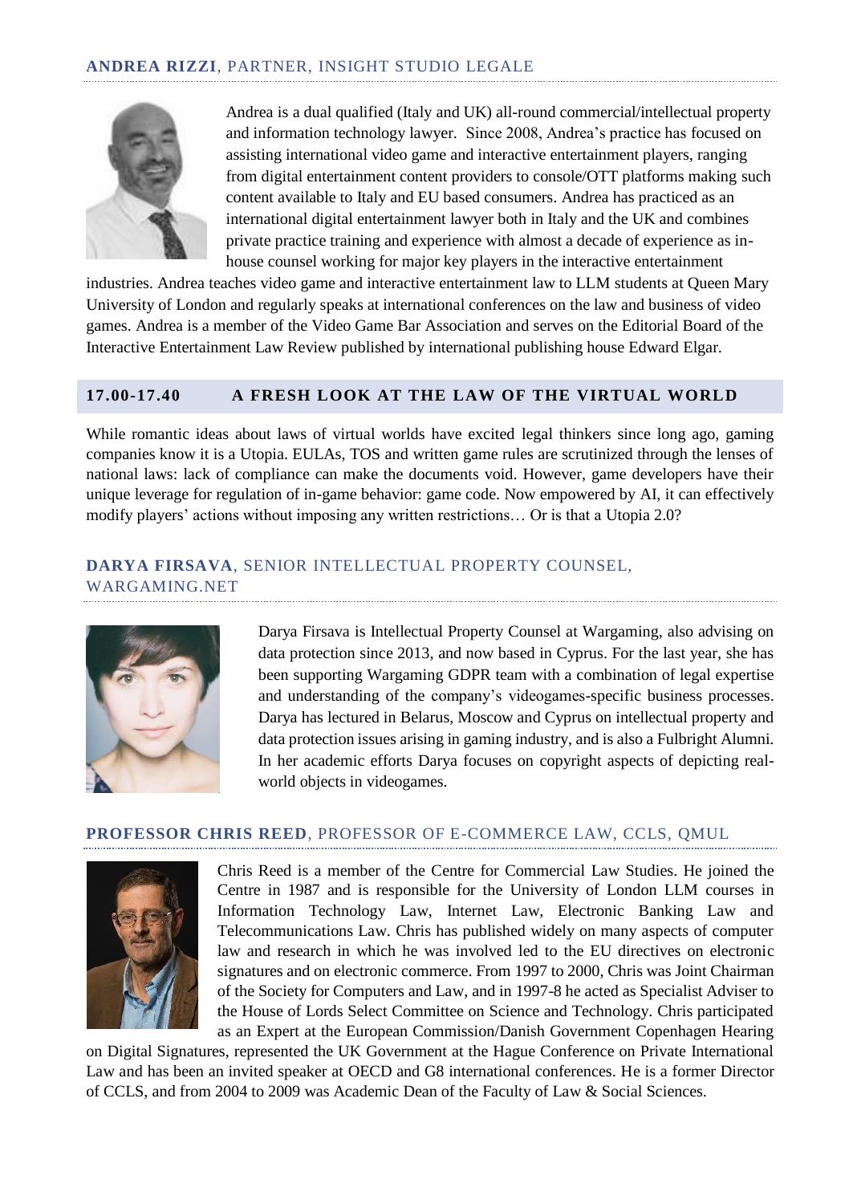### **ANDREA RIZZI**, PARTNER, INSIGHT STUDIO LEGALE

Andrea is a dual qualified (Italy and UK) all-round commercial/intellectual property and information technology lawyer. Since 2008, Andrea's practice has focused on assisting international video game and interactive entertainment players, ranging from digital entertainment content providers to console/OTT platforms making such content available to Italy and EU based consumers. Andrea has practiced as an international digital entertainment lawyer both in Italy and the UK and combines private practice training and experience with almost a decade of experience as in-house counsel working for major key players in the interactive entertainment industries. Andrea teaches video game and interactive entertainment law to LLM students at Queen Mary University of London and regularly speaks at international conferences on the law and business of video games. Andrea is a member of the Video Game Bar Association and serves on the Editorial Board of the Interactive Entertainment Law Review published by international publishing house Edward Elgar.

## 17.00-17.40 A FRESH LOOK AT THE LAW OF THE VIRTUAL WORLD

While romantic ideas about laws of virtual worlds have excited legal thinkers since long ago, gaming companies know it is a Utopia. EULAs, TOS and written game rules are scrutinized through the lenses of national laws: lack of compliance can make the documents void. However, game developers have their unique leverage for regulation of in-game behavior: game code. Now empowered by AI, it can effectively modify players' actions without imposing any written restrictions… Or is that a Utopia 2.0?

### **DARYA FIRSAVA**, SENIOR INTELLECTUAL PROPERTY COUNSEL, WARGAMING.NET

Darya Firsava is Intellectual Property Counsel at Wargaming, also advising on data protection since 2013, and now based in Cyprus. For the last year, she has been supporting Wargaming GDPR team with a combination of legal expertise and understanding of the company's videogames-specific business processes. Darya has lectured in Belarus, Moscow and Cyprus on intellectual property and data protection issues arising in gaming industry, and is also a Fulbright Alumni. In her academic efforts Darya focuses on copyright aspects of depicting real-world objects in videogames.

### **PROFESSOR CHRIS REED**, PROFESSOR OF E-COMMERCE LAW, CCLS, QMUL

Chris Reed is a member of the Centre for Commercial Law Studies. He joined the Centre in 1987 and is responsible for the University of London LLM courses in Information Technology Law, Internet Law, Electronic Banking Law and Telecommunications Law. Chris has published widely on many aspects of computer law and research in which he was involved led to the EU directives on electronic signatures and on electronic commerce. From 1997 to 2000, Chris was Joint Chairman of the Society for Computers and Law, and in 1997-8 he acted as Specialist Adviser to the House of Lords Select Committee on Science and Technology. Chris participated as an Expert at the European Commission/Danish Government Copenhagen Hearing on Digital Signatures, represented the UK Government at the Hague Conference on Private International Law and has been an invited speaker at OECD and G8 international conferences. He is a former Director of CCLS, and from 2004 to 2009 was Academic Dean of the Faculty of Law & Social Sciences.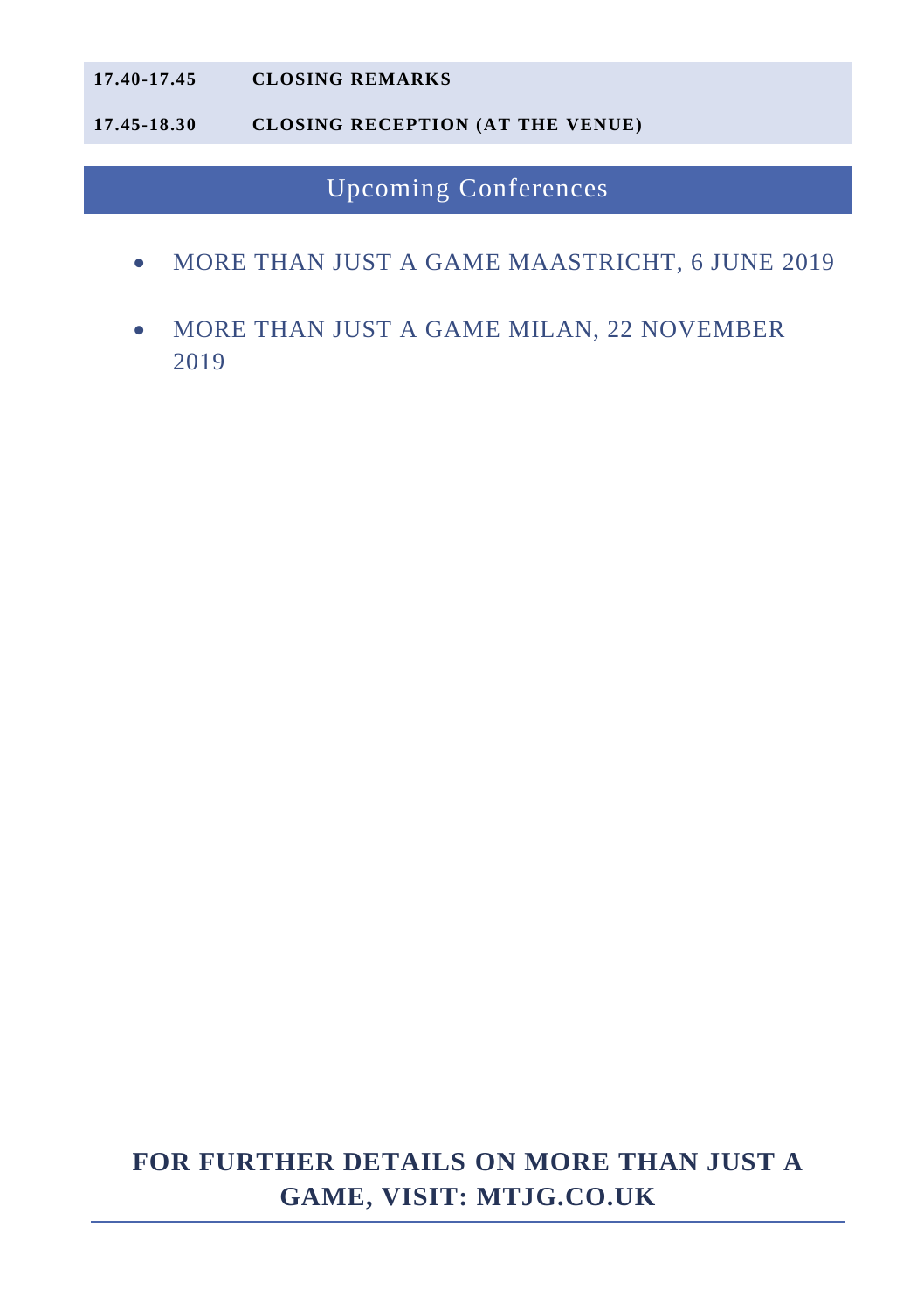| | |
|---|---|
| **17.40-17.45** | **CLOSING REMARKS** |
| **17.45-18.30** | **CLOSING RECEPTION (AT THE VENUE)** |

## Upcoming Conferences

- MORE THAN JUST A GAME MAASTRICHT, 6 JUNE 2019
- MORE THAN JUST A GAME MILAN, 22 NOVEMBER 2019

**FOR FURTHER DETAILS ON MORE THAN JUST A GAME, VISIT: MTJG.CO.UK**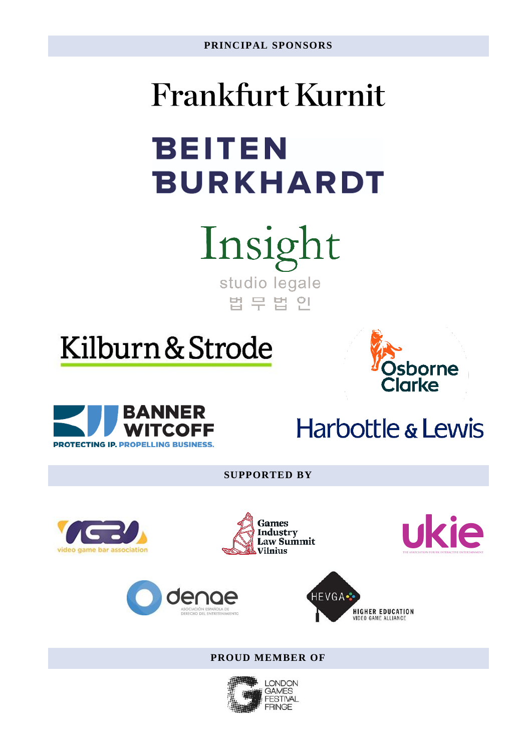## PRINCIPAL SPONSORS

Frankfurt Kurnit

BEITEN BURKHARDT

Insight
studio legale
법 무 법 인

Kilburn & Strode

Osborne Clarke

BANNER WITCOFF
PROTECTING IP. PROPELLING BUSINESS.

Harbottle & Lewis

## SUPPORTED BY

VGBA
video game bar association

Games Industry Law Summit Vilnius

ukie
THE ASSOCIATION FOR UK INTERACTIVE ENTERTAINMENT

denae
ASOCIACIÓN ESPAÑOLA DE DERECHO DEL ENTRETENIMIENTO

HEVGA
HIGHER EDUCATION VIDEO GAME ALLIANCE

## PROUD MEMBER OF

LONDON GAMES FESTIVAL FRINGE